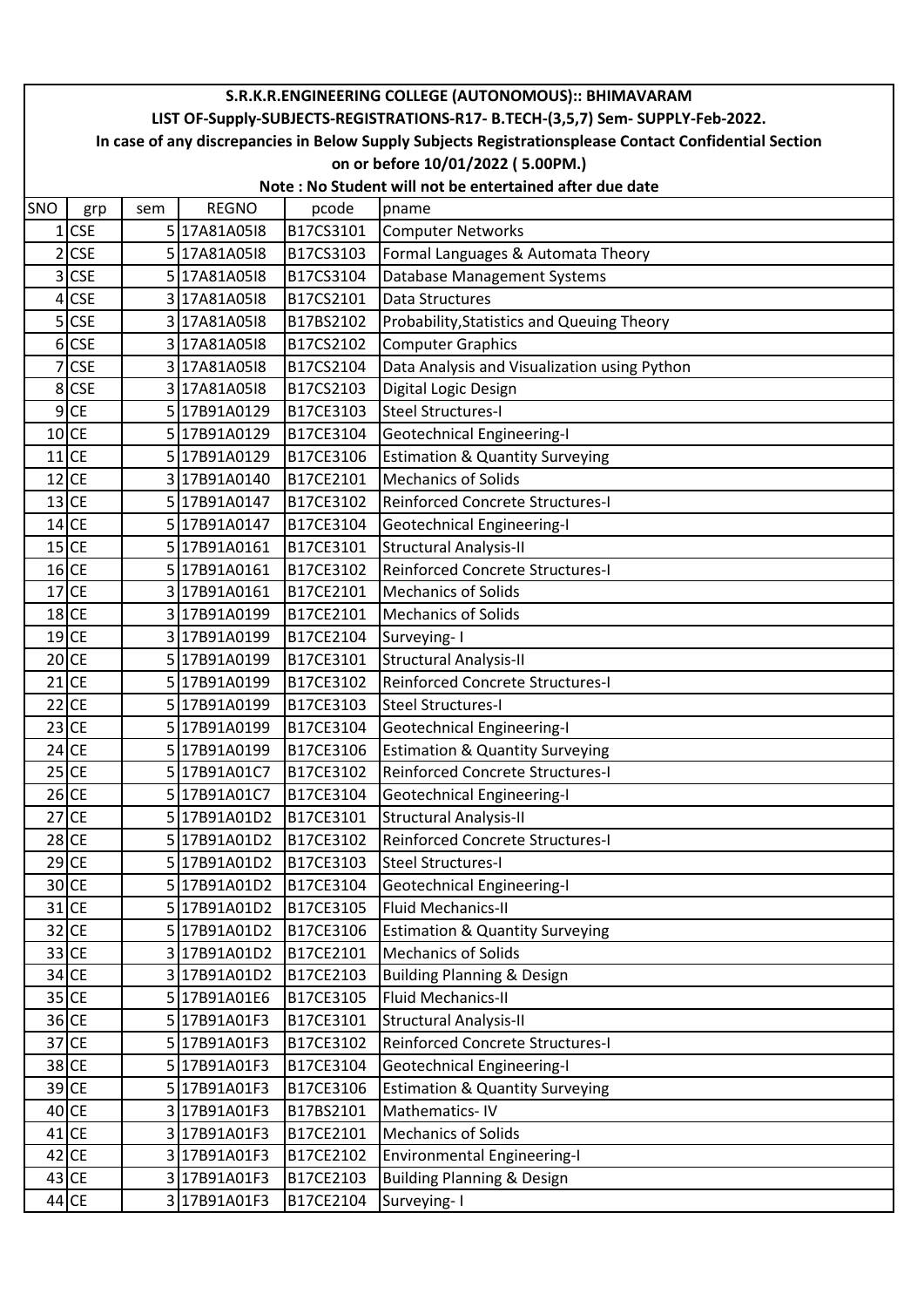**S.R.K.R.ENGINEERING COLLEGE (AUTONOMOUS):: BHIMAVARAM**

**LIST OF-Supply-SUBJECTS-REGISTRATIONS-R17- B.TECH-(3,5,7) Sem- SUPPLY-Feb-2022.**

**In case of any discrepancies in Below Supply Subjects Registrationsplease Contact Confidential Section**

**on or before 10/01/2022 ( 5.00PM.)**

**Note : No Student will not be entertained after due date**

| SNO | grp | sem | REGNO | pcode | pname |
|---|---|---|---|---|---|
| 1 | CSE | 5 | 17A81A05I8 | B17CS3101 | Computer Networks |
| 2 | CSE | 5 | 17A81A05I8 | B17CS3103 | Formal Languages & Automata Theory |
| 3 | CSE | 5 | 17A81A05I8 | B17CS3104 | Database Management Systems |
| 4 | CSE | 3 | 17A81A05I8 | B17CS2101 | Data Structures |
| 5 | CSE | 3 | 17A81A05I8 | B17BS2102 | Probability,Statistics and Queuing Theory |
| 6 | CSE | 3 | 17A81A05I8 | B17CS2102 | Computer Graphics |
| 7 | CSE | 3 | 17A81A05I8 | B17CS2104 | Data Analysis and Visualization using Python |
| 8 | CSE | 3 | 17A81A05I8 | B17CS2103 | Digital Logic Design |
| 9 | CE | 5 | 17B91A0129 | B17CE3103 | Steel Structures-I |
| 10 | CE | 5 | 17B91A0129 | B17CE3104 | Geotechnical Engineering-I |
| 11 | CE | 5 | 17B91A0129 | B17CE3106 | Estimation & Quantity Surveying |
| 12 | CE | 3 | 17B91A0140 | B17CE2101 | Mechanics of Solids |
| 13 | CE | 5 | 17B91A0147 | B17CE3102 | Reinforced Concrete Structures-I |
| 14 | CE | 5 | 17B91A0147 | B17CE3104 | Geotechnical Engineering-I |
| 15 | CE | 5 | 17B91A0161 | B17CE3101 | Structural Analysis-II |
| 16 | CE | 5 | 17B91A0161 | B17CE3102 | Reinforced Concrete Structures-I |
| 17 | CE | 3 | 17B91A0161 | B17CE2101 | Mechanics of Solids |
| 18 | CE | 3 | 17B91A0199 | B17CE2101 | Mechanics of Solids |
| 19 | CE | 3 | 17B91A0199 | B17CE2104 | Surveying- I |
| 20 | CE | 5 | 17B91A0199 | B17CE3101 | Structural Analysis-II |
| 21 | CE | 5 | 17B91A0199 | B17CE3102 | Reinforced Concrete Structures-I |
| 22 | CE | 5 | 17B91A0199 | B17CE3103 | Steel Structures-I |
| 23 | CE | 5 | 17B91A0199 | B17CE3104 | Geotechnical Engineering-I |
| 24 | CE | 5 | 17B91A0199 | B17CE3106 | Estimation & Quantity Surveying |
| 25 | CE | 5 | 17B91A01C7 | B17CE3102 | Reinforced Concrete Structures-I |
| 26 | CE | 5 | 17B91A01C7 | B17CE3104 | Geotechnical Engineering-I |
| 27 | CE | 5 | 17B91A01D2 | B17CE3101 | Structural Analysis-II |
| 28 | CE | 5 | 17B91A01D2 | B17CE3102 | Reinforced Concrete Structures-I |
| 29 | CE | 5 | 17B91A01D2 | B17CE3103 | Steel Structures-I |
| 30 | CE | 5 | 17B91A01D2 | B17CE3104 | Geotechnical Engineering-I |
| 31 | CE | 5 | 17B91A01D2 | B17CE3105 | Fluid Mechanics-II |
| 32 | CE | 5 | 17B91A01D2 | B17CE3106 | Estimation & Quantity Surveying |
| 33 | CE | 3 | 17B91A01D2 | B17CE2101 | Mechanics of Solids |
| 34 | CE | 3 | 17B91A01D2 | B17CE2103 | Building Planning & Design |
| 35 | CE | 5 | 17B91A01E6 | B17CE3105 | Fluid Mechanics-II |
| 36 | CE | 5 | 17B91A01F3 | B17CE3101 | Structural Analysis-II |
| 37 | CE | 5 | 17B91A01F3 | B17CE3102 | Reinforced Concrete Structures-I |
| 38 | CE | 5 | 17B91A01F3 | B17CE3104 | Geotechnical Engineering-I |
| 39 | CE | 5 | 17B91A01F3 | B17CE3106 | Estimation & Quantity Surveying |
| 40 | CE | 3 | 17B91A01F3 | B17BS2101 | Mathematics- IV |
| 41 | CE | 3 | 17B91A01F3 | B17CE2101 | Mechanics of Solids |
| 42 | CE | 3 | 17B91A01F3 | B17CE2102 | Environmental Engineering-I |
| 43 | CE | 3 | 17B91A01F3 | B17CE2103 | Building Planning & Design |
| 44 | CE | 3 | 17B91A01F3 | B17CE2104 | Surveying- I |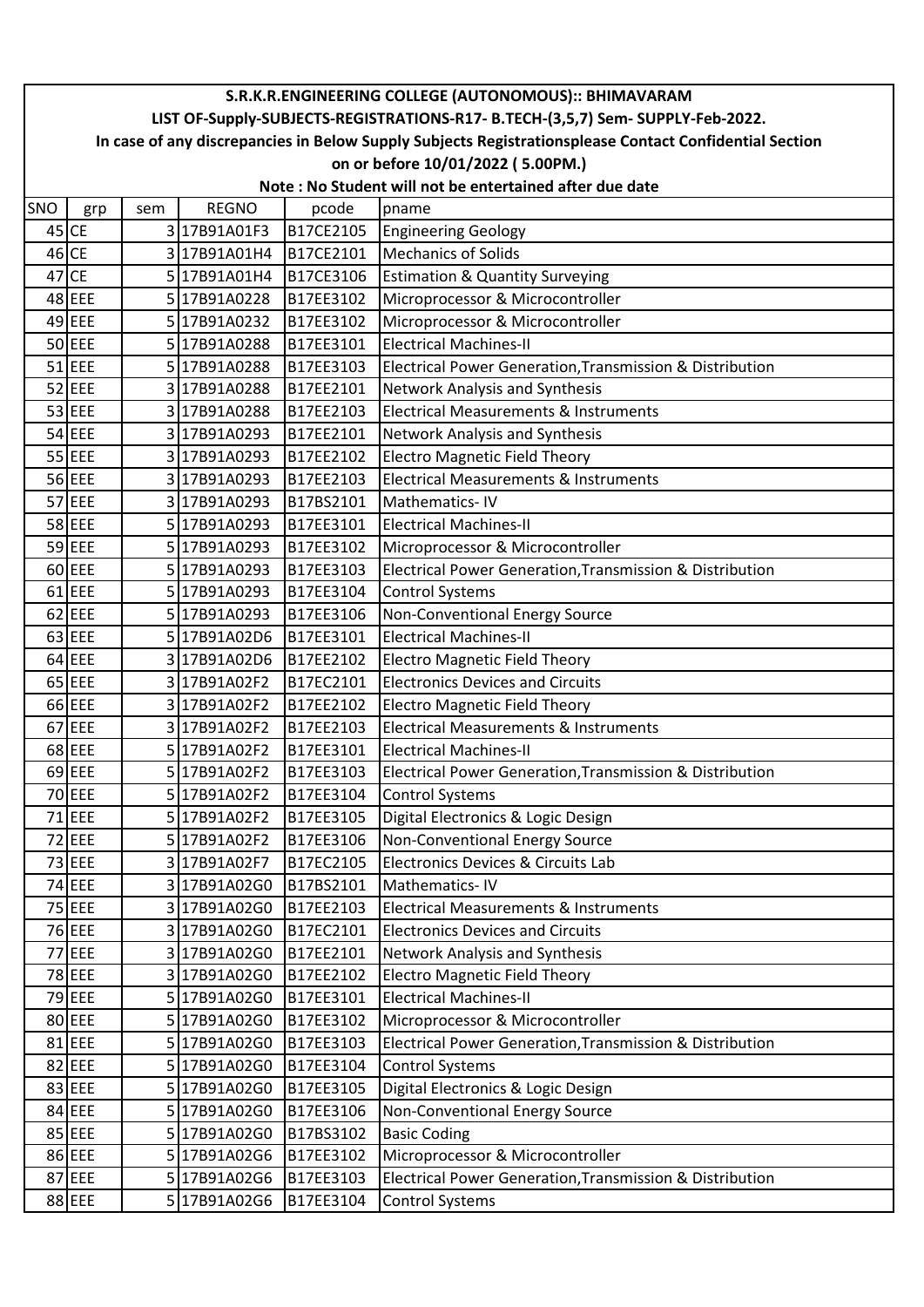| S.R.K.R.ENGINEERING COLLEGE (AUTONOMOUS):: BHIMAVARAM | | | | | |
|---|---|---|---|---|---|
| LIST OF-Supply-SUBJECTS-REGISTRATIONS-R17- B.TECH-(3,5,7) Sem- SUPPLY-Feb-2022. | | | | | |
| In case of any discrepancies in Below Supply Subjects Registrationsplease Contact Confidential Section | | | | | |
| on or before 10/01/2022 ( 5.00PM.) | | | | | |
| Note : No Student will not be entertained after due date | | | | | |
| SNO | grp | sem | REGNO | pcode | pname |
| 45 | CE | 3 | 17B91A01F3 | B17CE2105 | Engineering Geology |
| 46 | CE | 3 | 17B91A01H4 | B17CE2101 | Mechanics of Solids |
| 47 | CE | 5 | 17B91A01H4 | B17CE3106 | Estimation & Quantity Surveying |
| 48 | EEE | 5 | 17B91A0228 | B17EE3102 | Microprocessor & Microcontroller |
| 49 | EEE | 5 | 17B91A0232 | B17EE3102 | Microprocessor & Microcontroller |
| 50 | EEE | 5 | 17B91A0288 | B17EE3101 | Electrical Machines-II |
| 51 | EEE | 5 | 17B91A0288 | B17EE3103 | Electrical Power Generation,Transmission & Distribution |
| 52 | EEE | 3 | 17B91A0288 | B17EE2101 | Network Analysis and Synthesis |
| 53 | EEE | 3 | 17B91A0288 | B17EE2103 | Electrical Measurements & Instruments |
| 54 | EEE | 3 | 17B91A0293 | B17EE2101 | Network Analysis and Synthesis |
| 55 | EEE | 3 | 17B91A0293 | B17EE2102 | Electro Magnetic Field Theory |
| 56 | EEE | 3 | 17B91A0293 | B17EE2103 | Electrical Measurements & Instruments |
| 57 | EEE | 3 | 17B91A0293 | B17BS2101 | Mathematics- IV |
| 58 | EEE | 5 | 17B91A0293 | B17EE3101 | Electrical Machines-II |
| 59 | EEE | 5 | 17B91A0293 | B17EE3102 | Microprocessor & Microcontroller |
| 60 | EEE | 5 | 17B91A0293 | B17EE3103 | Electrical Power Generation,Transmission & Distribution |
| 61 | EEE | 5 | 17B91A0293 | B17EE3104 | Control Systems |
| 62 | EEE | 5 | 17B91A0293 | B17EE3106 | Non-Conventional Energy Source |
| 63 | EEE | 5 | 17B91A02D6 | B17EE3101 | Electrical Machines-II |
| 64 | EEE | 3 | 17B91A02D6 | B17EE2102 | Electro Magnetic Field Theory |
| 65 | EEE | 3 | 17B91A02F2 | B17EC2101 | Electronics Devices and Circuits |
| 66 | EEE | 3 | 17B91A02F2 | B17EE2102 | Electro Magnetic Field Theory |
| 67 | EEE | 3 | 17B91A02F2 | B17EE2103 | Electrical Measurements & Instruments |
| 68 | EEE | 5 | 17B91A02F2 | B17EE3101 | Electrical Machines-II |
| 69 | EEE | 5 | 17B91A02F2 | B17EE3103 | Electrical Power Generation,Transmission & Distribution |
| 70 | EEE | 5 | 17B91A02F2 | B17EE3104 | Control Systems |
| 71 | EEE | 5 | 17B91A02F2 | B17EE3105 | Digital Electronics & Logic Design |
| 72 | EEE | 5 | 17B91A02F2 | B17EE3106 | Non-Conventional Energy Source |
| 73 | EEE | 3 | 17B91A02F7 | B17EC2105 | Electronics Devices & Circuits Lab |
| 74 | EEE | 3 | 17B91A02G0 | B17BS2101 | Mathematics- IV |
| 75 | EEE | 3 | 17B91A02G0 | B17EE2103 | Electrical Measurements & Instruments |
| 76 | EEE | 3 | 17B91A02G0 | B17EC2101 | Electronics Devices and Circuits |
| 77 | EEE | 3 | 17B91A02G0 | B17EE2101 | Network Analysis and Synthesis |
| 78 | EEE | 3 | 17B91A02G0 | B17EE2102 | Electro Magnetic Field Theory |
| 79 | EEE | 5 | 17B91A02G0 | B17EE3101 | Electrical Machines-II |
| 80 | EEE | 5 | 17B91A02G0 | B17EE3102 | Microprocessor & Microcontroller |
| 81 | EEE | 5 | 17B91A02G0 | B17EE3103 | Electrical Power Generation,Transmission & Distribution |
| 82 | EEE | 5 | 17B91A02G0 | B17EE3104 | Control Systems |
| 83 | EEE | 5 | 17B91A02G0 | B17EE3105 | Digital Electronics & Logic Design |
| 84 | EEE | 5 | 17B91A02G0 | B17EE3106 | Non-Conventional Energy Source |
| 85 | EEE | 5 | 17B91A02G0 | B17BS3102 | Basic Coding |
| 86 | EEE | 5 | 17B91A02G6 | B17EE3102 | Microprocessor & Microcontroller |
| 87 | EEE | 5 | 17B91A02G6 | B17EE3103 | Electrical Power Generation,Transmission & Distribution |
| 88 | EEE | 5 | 17B91A02G6 | B17EE3104 | Control Systems |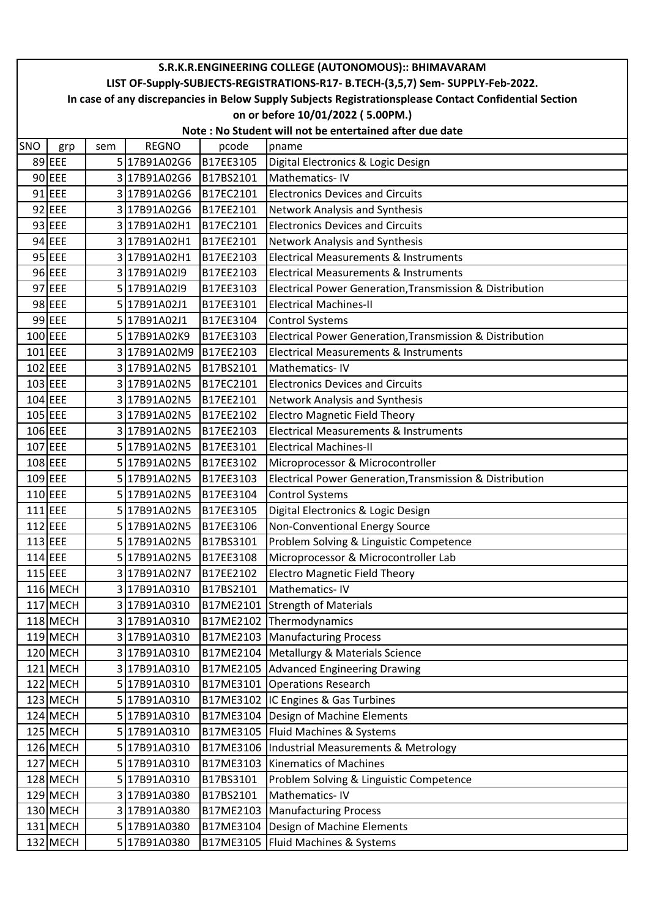**S.R.K.R.ENGINEERING COLLEGE (AUTONOMOUS):: BHIMAVARAM**

**LIST OF-Supply-SUBJECTS-REGISTRATIONS-R17- B.TECH-(3,5,7) Sem- SUPPLY-Feb-2022.**

**In case of any discrepancies in Below Supply Subjects Registrationsplease Contact Confidential Section on or before 10/01/2022 ( 5.00PM.)**

**Note : No Student will not be entertained after due date**

| SNO | grp | sem | REGNO | pcode | pname |
|---|---|---|---|---|---|
| 89 | EEE | 5 | 17B91A02G6 | B17EE3105 | Digital Electronics & Logic Design |
| 90 | EEE | 3 | 17B91A02G6 | B17BS2101 | Mathematics- IV |
| 91 | EEE | 3 | 17B91A02G6 | B17EC2101 | Electronics Devices and Circuits |
| 92 | EEE | 3 | 17B91A02G6 | B17EE2101 | Network Analysis and Synthesis |
| 93 | EEE | 3 | 17B91A02H1 | B17EC2101 | Electronics Devices and Circuits |
| 94 | EEE | 3 | 17B91A02H1 | B17EE2101 | Network Analysis and Synthesis |
| 95 | EEE | 3 | 17B91A02H1 | B17EE2103 | Electrical Measurements & Instruments |
| 96 | EEE | 3 | 17B91A02I9 | B17EE2103 | Electrical Measurements & Instruments |
| 97 | EEE | 5 | 17B91A02I9 | B17EE3103 | Electrical Power Generation,Transmission & Distribution |
| 98 | EEE | 5 | 17B91A02J1 | B17EE3101 | Electrical Machines-II |
| 99 | EEE | 5 | 17B91A02J1 | B17EE3104 | Control Systems |
| 100 | EEE | 5 | 17B91A02K9 | B17EE3103 | Electrical Power Generation,Transmission & Distribution |
| 101 | EEE | 3 | 17B91A02M9 | B17EE2103 | Electrical Measurements & Instruments |
| 102 | EEE | 3 | 17B91A02N5 | B17BS2101 | Mathematics- IV |
| 103 | EEE | 3 | 17B91A02N5 | B17EC2101 | Electronics Devices and Circuits |
| 104 | EEE | 3 | 17B91A02N5 | B17EE2101 | Network Analysis and Synthesis |
| 105 | EEE | 3 | 17B91A02N5 | B17EE2102 | Electro Magnetic Field Theory |
| 106 | EEE | 3 | 17B91A02N5 | B17EE2103 | Electrical Measurements & Instruments |
| 107 | EEE | 5 | 17B91A02N5 | B17EE3101 | Electrical Machines-II |
| 108 | EEE | 5 | 17B91A02N5 | B17EE3102 | Microprocessor & Microcontroller |
| 109 | EEE | 5 | 17B91A02N5 | B17EE3103 | Electrical Power Generation,Transmission & Distribution |
| 110 | EEE | 5 | 17B91A02N5 | B17EE3104 | Control Systems |
| 111 | EEE | 5 | 17B91A02N5 | B17EE3105 | Digital Electronics & Logic Design |
| 112 | EEE | 5 | 17B91A02N5 | B17EE3106 | Non-Conventional Energy Source |
| 113 | EEE | 5 | 17B91A02N5 | B17BS3101 | Problem Solving & Linguistic Competence |
| 114 | EEE | 5 | 17B91A02N5 | B17EE3108 | Microprocessor & Microcontroller Lab |
| 115 | EEE | 3 | 17B91A02N7 | B17EE2102 | Electro Magnetic Field Theory |
| 116 | MECH | 3 | 17B91A0310 | B17BS2101 | Mathematics- IV |
| 117 | MECH | 3 | 17B91A0310 | B17ME2101 | Strength of Materials |
| 118 | MECH | 3 | 17B91A0310 | B17ME2102 | Thermodynamics |
| 119 | MECH | 3 | 17B91A0310 | B17ME2103 | Manufacturing Process |
| 120 | MECH | 3 | 17B91A0310 | B17ME2104 | Metallurgy & Materials Science |
| 121 | MECH | 3 | 17B91A0310 | B17ME2105 | Advanced Engineering Drawing |
| 122 | MECH | 5 | 17B91A0310 | B17ME3101 | Operations Research |
| 123 | MECH | 5 | 17B91A0310 | B17ME3102 | IC Engines & Gas Turbines |
| 124 | MECH | 5 | 17B91A0310 | B17ME3104 | Design of Machine Elements |
| 125 | MECH | 5 | 17B91A0310 | B17ME3105 | Fluid Machines & Systems |
| 126 | MECH | 5 | 17B91A0310 | B17ME3106 | Industrial Measurements & Metrology |
| 127 | MECH | 5 | 17B91A0310 | B17ME3103 | Kinematics of Machines |
| 128 | MECH | 5 | 17B91A0310 | B17BS3101 | Problem Solving & Linguistic Competence |
| 129 | MECH | 3 | 17B91A0380 | B17BS2101 | Mathematics- IV |
| 130 | MECH | 3 | 17B91A0380 | B17ME2103 | Manufacturing Process |
| 131 | MECH | 5 | 17B91A0380 | B17ME3104 | Design of Machine Elements |
| 132 | MECH | 5 | 17B91A0380 | B17ME3105 | Fluid Machines & Systems |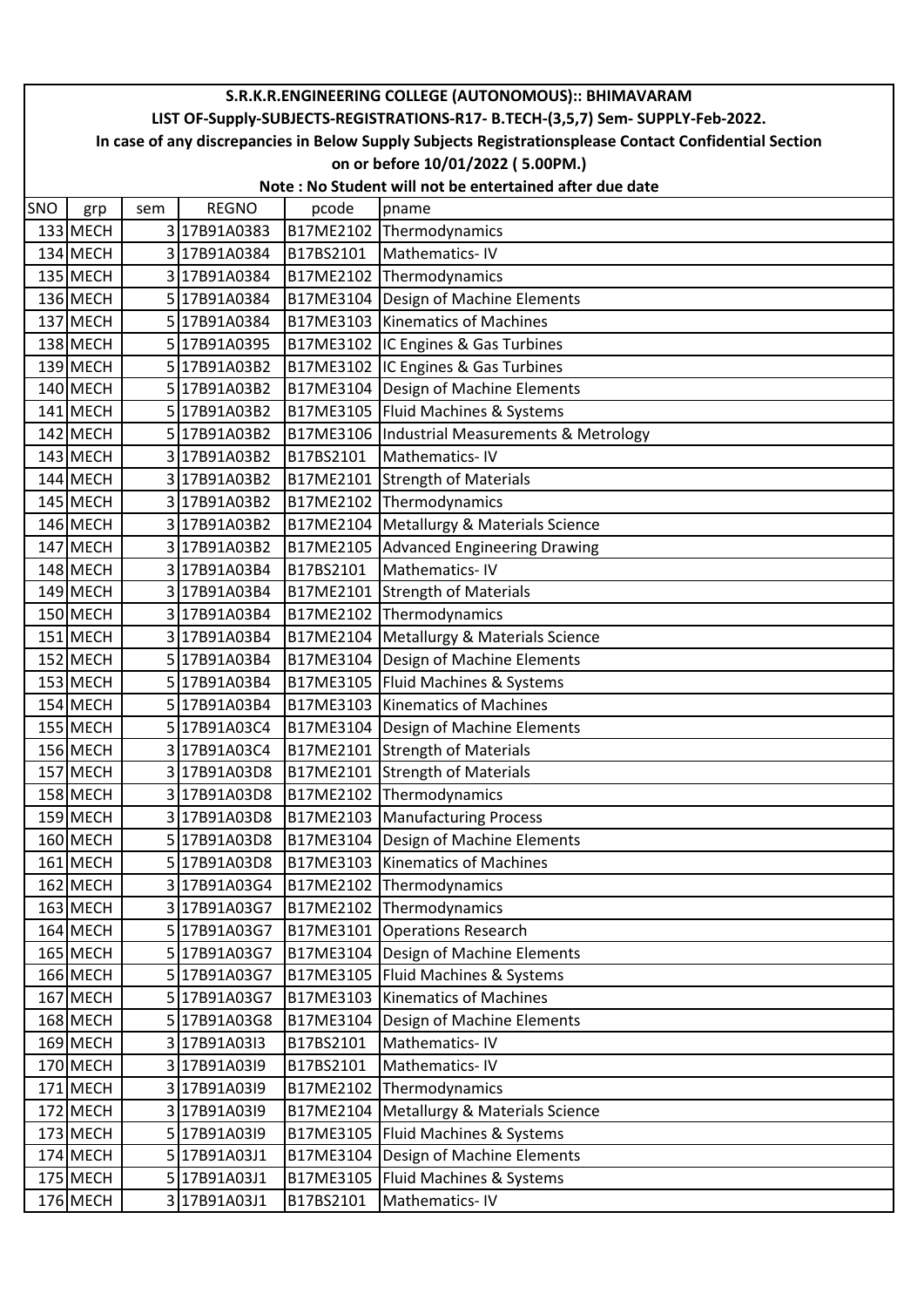**S.R.K.R.ENGINEERING COLLEGE (AUTONOMOUS):: BHIMAVARAM**

**LIST OF-Supply-SUBJECTS-REGISTRATIONS-R17- B.TECH-(3,5,7) Sem- SUPPLY-Feb-2022.**

**In case of any discrepancies in Below Supply Subjects Registrationsplease Contact Confidential Section**

**on or before 10/01/2022 ( 5.00PM.)**

**Note : No Student will not be entertained after due date**

| SNO | grp | sem | REGNO | pcode | pname |
|---|---|---|---|---|---|
| 133 | MECH | 3 | 17B91A0383 | B17ME2102 | Thermodynamics |
| 134 | MECH | 3 | 17B91A0384 | B17BS2101 | Mathematics- IV |
| 135 | MECH | 3 | 17B91A0384 | B17ME2102 | Thermodynamics |
| 136 | MECH | 5 | 17B91A0384 | B17ME3104 | Design of Machine Elements |
| 137 | MECH | 5 | 17B91A0384 | B17ME3103 | Kinematics of Machines |
| 138 | MECH | 5 | 17B91A0395 | B17ME3102 | IC Engines & Gas Turbines |
| 139 | MECH | 5 | 17B91A03B2 | B17ME3102 | IC Engines & Gas Turbines |
| 140 | MECH | 5 | 17B91A03B2 | B17ME3104 | Design of Machine Elements |
| 141 | MECH | 5 | 17B91A03B2 | B17ME3105 | Fluid Machines & Systems |
| 142 | MECH | 5 | 17B91A03B2 | B17ME3106 | Industrial Measurements & Metrology |
| 143 | MECH | 3 | 17B91A03B2 | B17BS2101 | Mathematics- IV |
| 144 | MECH | 3 | 17B91A03B2 | B17ME2101 | Strength of Materials |
| 145 | MECH | 3 | 17B91A03B2 | B17ME2102 | Thermodynamics |
| 146 | MECH | 3 | 17B91A03B2 | B17ME2104 | Metallurgy & Materials Science |
| 147 | MECH | 3 | 17B91A03B2 | B17ME2105 | Advanced Engineering Drawing |
| 148 | MECH | 3 | 17B91A03B4 | B17BS2101 | Mathematics- IV |
| 149 | MECH | 3 | 17B91A03B4 | B17ME2101 | Strength of Materials |
| 150 | MECH | 3 | 17B91A03B4 | B17ME2102 | Thermodynamics |
| 151 | MECH | 3 | 17B91A03B4 | B17ME2104 | Metallurgy & Materials Science |
| 152 | MECH | 5 | 17B91A03B4 | B17ME3104 | Design of Machine Elements |
| 153 | MECH | 5 | 17B91A03B4 | B17ME3105 | Fluid Machines & Systems |
| 154 | MECH | 5 | 17B91A03B4 | B17ME3103 | Kinematics of Machines |
| 155 | MECH | 5 | 17B91A03C4 | B17ME3104 | Design of Machine Elements |
| 156 | MECH | 3 | 17B91A03C4 | B17ME2101 | Strength of Materials |
| 157 | MECH | 3 | 17B91A03D8 | B17ME2101 | Strength of Materials |
| 158 | MECH | 3 | 17B91A03D8 | B17ME2102 | Thermodynamics |
| 159 | MECH | 3 | 17B91A03D8 | B17ME2103 | Manufacturing Process |
| 160 | MECH | 5 | 17B91A03D8 | B17ME3104 | Design of Machine Elements |
| 161 | MECH | 5 | 17B91A03D8 | B17ME3103 | Kinematics of Machines |
| 162 | MECH | 3 | 17B91A03G4 | B17ME2102 | Thermodynamics |
| 163 | MECH | 3 | 17B91A03G7 | B17ME2102 | Thermodynamics |
| 164 | MECH | 5 | 17B91A03G7 | B17ME3101 | Operations Research |
| 165 | MECH | 5 | 17B91A03G7 | B17ME3104 | Design of Machine Elements |
| 166 | MECH | 5 | 17B91A03G7 | B17ME3105 | Fluid Machines & Systems |
| 167 | MECH | 5 | 17B91A03G7 | B17ME3103 | Kinematics of Machines |
| 168 | MECH | 5 | 17B91A03G8 | B17ME3104 | Design of Machine Elements |
| 169 | MECH | 3 | 17B91A03I3 | B17BS2101 | Mathematics- IV |
| 170 | MECH | 3 | 17B91A03I9 | B17BS2101 | Mathematics- IV |
| 171 | MECH | 3 | 17B91A03I9 | B17ME2102 | Thermodynamics |
| 172 | MECH | 3 | 17B91A03I9 | B17ME2104 | Metallurgy & Materials Science |
| 173 | MECH | 5 | 17B91A03I9 | B17ME3105 | Fluid Machines & Systems |
| 174 | MECH | 5 | 17B91A03J1 | B17ME3104 | Design of Machine Elements |
| 175 | MECH | 5 | 17B91A03J1 | B17ME3105 | Fluid Machines & Systems |
| 176 | MECH | 3 | 17B91A03J1 | B17BS2101 | Mathematics- IV |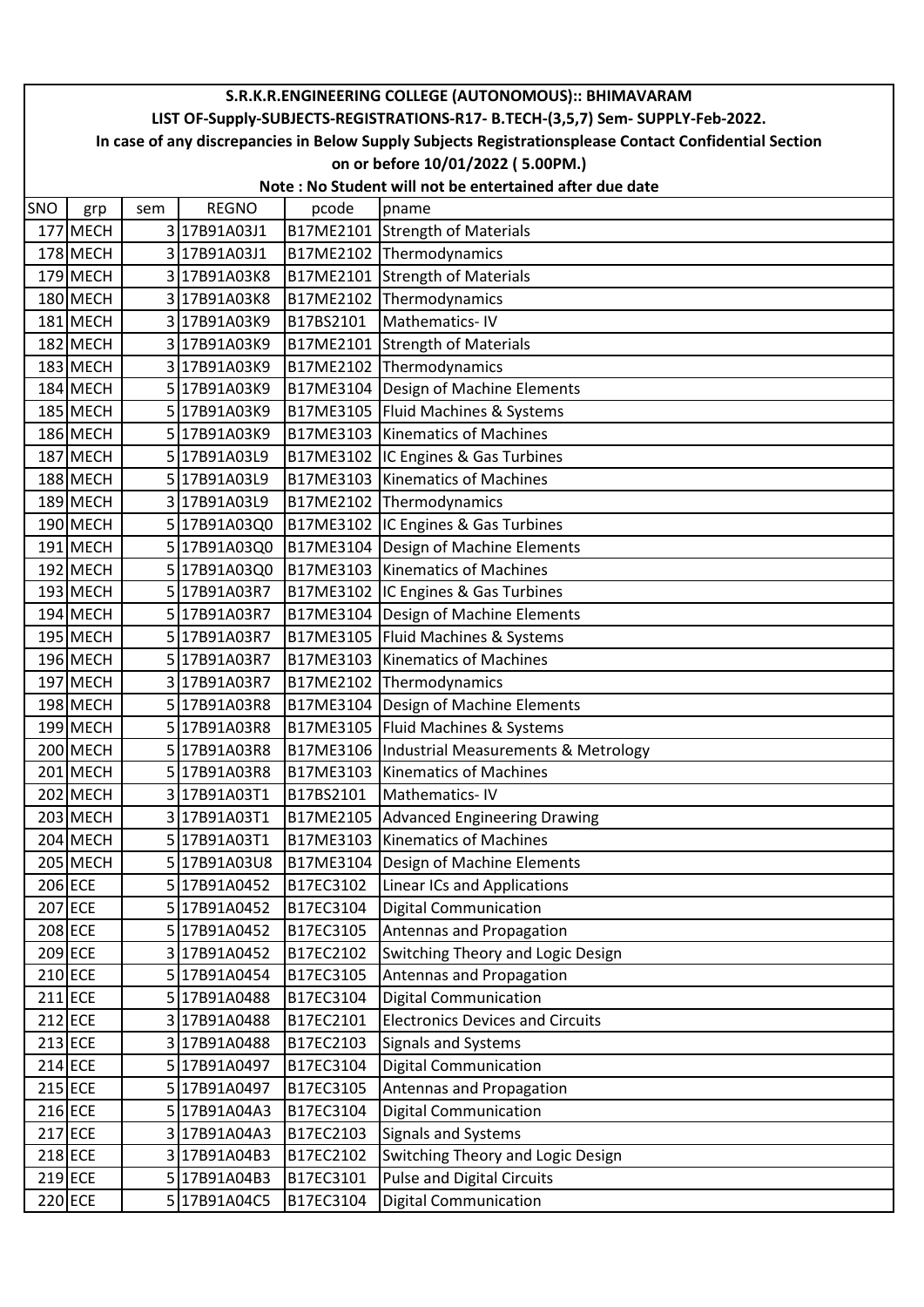# S.R.K.R.ENGINEERING COLLEGE (AUTONOMOUS):: BHIMAVARAM

## LIST OF-Supply-SUBJECTS-REGISTRATIONS-R17- B.TECH-(3,5,7) Sem- SUPPLY-Feb-2022.

**In case of any discrepancies in Below Supply Subjects Registrationsplease Contact Confidential Section on or before 10/01/2022 ( 5.00PM.)**

**Note : No Student will not be entertained after due date**

| SNO | grp | sem | REGNO | pcode | pname |
|---|---|---|---|---|---|
| 177 | MECH | 3 | 17B91A03J1 | B17ME2101 | Strength of Materials |
| 178 | MECH | 3 | 17B91A03J1 | B17ME2102 | Thermodynamics |
| 179 | MECH | 3 | 17B91A03K8 | B17ME2101 | Strength of Materials |
| 180 | MECH | 3 | 17B91A03K8 | B17ME2102 | Thermodynamics |
| 181 | MECH | 3 | 17B91A03K9 | B17BS2101 | Mathematics- IV |
| 182 | MECH | 3 | 17B91A03K9 | B17ME2101 | Strength of Materials |
| 183 | MECH | 3 | 17B91A03K9 | B17ME2102 | Thermodynamics |
| 184 | MECH | 5 | 17B91A03K9 | B17ME3104 | Design of Machine Elements |
| 185 | MECH | 5 | 17B91A03K9 | B17ME3105 | Fluid Machines & Systems |
| 186 | MECH | 5 | 17B91A03K9 | B17ME3103 | Kinematics of Machines |
| 187 | MECH | 5 | 17B91A03L9 | B17ME3102 | IC Engines & Gas Turbines |
| 188 | MECH | 5 | 17B91A03L9 | B17ME3103 | Kinematics of Machines |
| 189 | MECH | 3 | 17B91A03L9 | B17ME2102 | Thermodynamics |
| 190 | MECH | 5 | 17B91A03Q0 | B17ME3102 | IC Engines & Gas Turbines |
| 191 | MECH | 5 | 17B91A03Q0 | B17ME3104 | Design of Machine Elements |
| 192 | MECH | 5 | 17B91A03Q0 | B17ME3103 | Kinematics of Machines |
| 193 | MECH | 5 | 17B91A03R7 | B17ME3102 | IC Engines & Gas Turbines |
| 194 | MECH | 5 | 17B91A03R7 | B17ME3104 | Design of Machine Elements |
| 195 | MECH | 5 | 17B91A03R7 | B17ME3105 | Fluid Machines & Systems |
| 196 | MECH | 5 | 17B91A03R7 | B17ME3103 | Kinematics of Machines |
| 197 | MECH | 3 | 17B91A03R7 | B17ME2102 | Thermodynamics |
| 198 | MECH | 5 | 17B91A03R8 | B17ME3104 | Design of Machine Elements |
| 199 | MECH | 5 | 17B91A03R8 | B17ME3105 | Fluid Machines & Systems |
| 200 | MECH | 5 | 17B91A03R8 | B17ME3106 | Industrial Measurements & Metrology |
| 201 | MECH | 5 | 17B91A03R8 | B17ME3103 | Kinematics of Machines |
| 202 | MECH | 3 | 17B91A03T1 | B17BS2101 | Mathematics- IV |
| 203 | MECH | 3 | 17B91A03T1 | B17ME2105 | Advanced Engineering Drawing |
| 204 | MECH | 5 | 17B91A03T1 | B17ME3103 | Kinematics of Machines |
| 205 | MECH | 5 | 17B91A03U8 | B17ME3104 | Design of Machine Elements |
| 206 | ECE | 5 | 17B91A0452 | B17EC3102 | Linear ICs and Applications |
| 207 | ECE | 5 | 17B91A0452 | B17EC3104 | Digital Communication |
| 208 | ECE | 5 | 17B91A0452 | B17EC3105 | Antennas and Propagation |
| 209 | ECE | 3 | 17B91A0452 | B17EC2102 | Switching Theory and Logic Design |
| 210 | ECE | 5 | 17B91A0454 | B17EC3105 | Antennas and Propagation |
| 211 | ECE | 5 | 17B91A0488 | B17EC3104 | Digital Communication |
| 212 | ECE | 3 | 17B91A0488 | B17EC2101 | Electronics Devices and Circuits |
| 213 | ECE | 3 | 17B91A0488 | B17EC2103 | Signals and Systems |
| 214 | ECE | 5 | 17B91A0497 | B17EC3104 | Digital Communication |
| 215 | ECE | 5 | 17B91A0497 | B17EC3105 | Antennas and Propagation |
| 216 | ECE | 5 | 17B91A04A3 | B17EC3104 | Digital Communication |
| 217 | ECE | 3 | 17B91A04A3 | B17EC2103 | Signals and Systems |
| 218 | ECE | 3 | 17B91A04B3 | B17EC2102 | Switching Theory and Logic Design |
| 219 | ECE | 5 | 17B91A04B3 | B17EC3101 | Pulse and Digital Circuits |
| 220 | ECE | 5 | 17B91A04C5 | B17EC3104 | Digital Communication |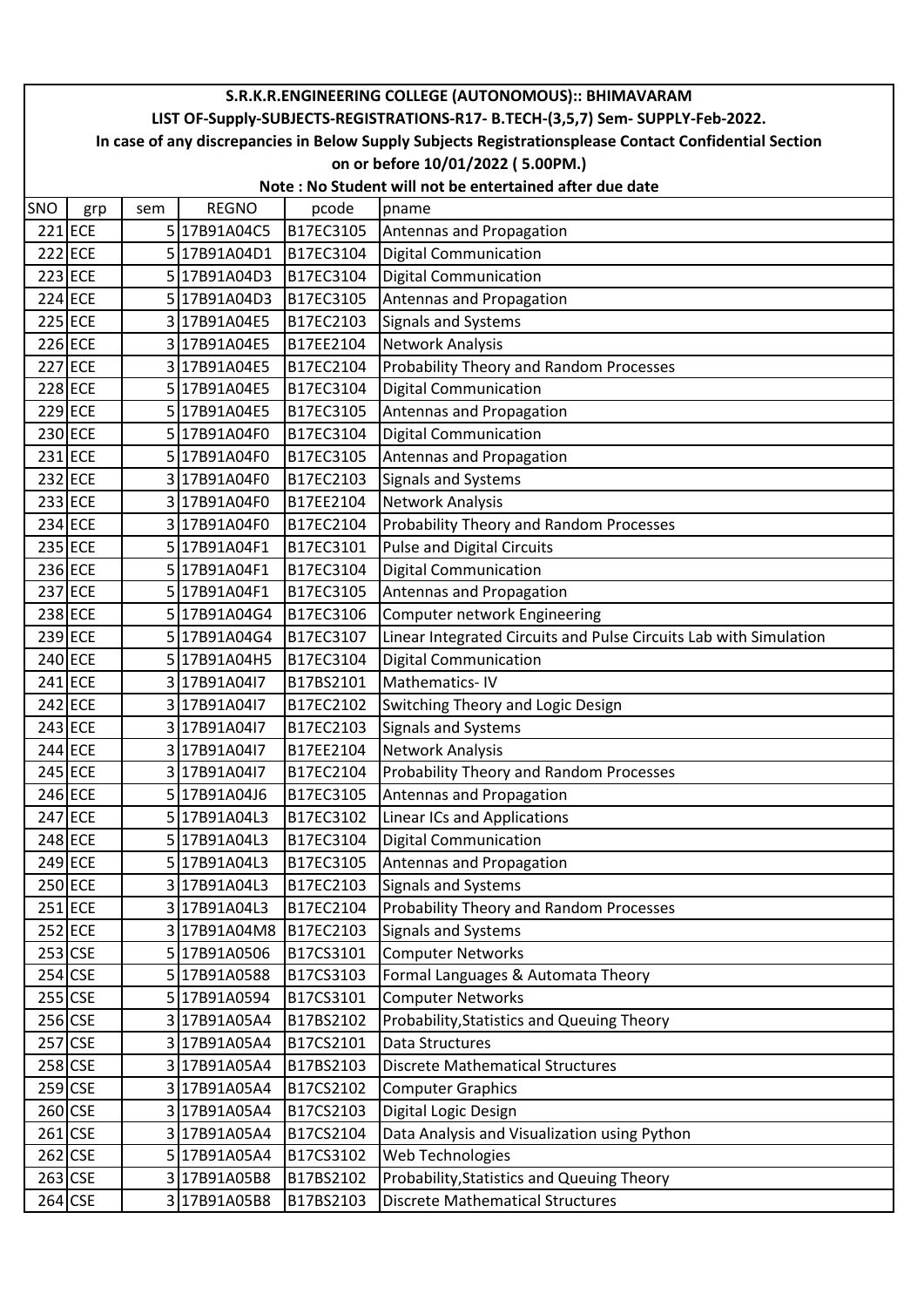# S.R.K.R.ENGINEERING COLLEGE (AUTONOMOUS):: BHIMAVARAM

## LIST OF-Supply-SUBJECTS-REGISTRATIONS-R17- B.TECH-(3,5,7) Sem- SUPPLY-Feb-2022.

**In case of any discrepancies in Below Supply Subjects Registrationsplease Contact Confidential Section on or before 10/01/2022 ( 5.00PM.)**

**Note : No Student will not be entertained after due date**

| SNO | grp | sem | REGNO | pcode | pname |
|---|---|---|---|---|---|
| 221 | ECE | 5 | 17B91A04C5 | B17EC3105 | Antennas and Propagation |
| 222 | ECE | 5 | 17B91A04D1 | B17EC3104 | Digital Communication |
| 223 | ECE | 5 | 17B91A04D3 | B17EC3104 | Digital Communication |
| 224 | ECE | 5 | 17B91A04D3 | B17EC3105 | Antennas and Propagation |
| 225 | ECE | 3 | 17B91A04E5 | B17EC2103 | Signals and Systems |
| 226 | ECE | 3 | 17B91A04E5 | B17EE2104 | Network Analysis |
| 227 | ECE | 3 | 17B91A04E5 | B17EC2104 | Probability Theory and Random Processes |
| 228 | ECE | 5 | 17B91A04E5 | B17EC3104 | Digital Communication |
| 229 | ECE | 5 | 17B91A04E5 | B17EC3105 | Antennas and Propagation |
| 230 | ECE | 5 | 17B91A04F0 | B17EC3104 | Digital Communication |
| 231 | ECE | 5 | 17B91A04F0 | B17EC3105 | Antennas and Propagation |
| 232 | ECE | 3 | 17B91A04F0 | B17EC2103 | Signals and Systems |
| 233 | ECE | 3 | 17B91A04F0 | B17EE2104 | Network Analysis |
| 234 | ECE | 3 | 17B91A04F0 | B17EC2104 | Probability Theory and Random Processes |
| 235 | ECE | 5 | 17B91A04F1 | B17EC3101 | Pulse and Digital Circuits |
| 236 | ECE | 5 | 17B91A04F1 | B17EC3104 | Digital Communication |
| 237 | ECE | 5 | 17B91A04F1 | B17EC3105 | Antennas and Propagation |
| 238 | ECE | 5 | 17B91A04G4 | B17EC3106 | Computer network Engineering |
| 239 | ECE | 5 | 17B91A04G4 | B17EC3107 | Linear Integrated Circuits and Pulse Circuits Lab with Simulation |
| 240 | ECE | 5 | 17B91A04H5 | B17EC3104 | Digital Communication |
| 241 | ECE | 3 | 17B91A04I7 | B17BS2101 | Mathematics- IV |
| 242 | ECE | 3 | 17B91A04I7 | B17EC2102 | Switching Theory and Logic Design |
| 243 | ECE | 3 | 17B91A04I7 | B17EC2103 | Signals and Systems |
| 244 | ECE | 3 | 17B91A04I7 | B17EE2104 | Network Analysis |
| 245 | ECE | 3 | 17B91A04I7 | B17EC2104 | Probability Theory and Random Processes |
| 246 | ECE | 5 | 17B91A04J6 | B17EC3105 | Antennas and Propagation |
| 247 | ECE | 5 | 17B91A04L3 | B17EC3102 | Linear ICs and Applications |
| 248 | ECE | 5 | 17B91A04L3 | B17EC3104 | Digital Communication |
| 249 | ECE | 5 | 17B91A04L3 | B17EC3105 | Antennas and Propagation |
| 250 | ECE | 3 | 17B91A04L3 | B17EC2103 | Signals and Systems |
| 251 | ECE | 3 | 17B91A04L3 | B17EC2104 | Probability Theory and Random Processes |
| 252 | ECE | 3 | 17B91A04M8 | B17EC2103 | Signals and Systems |
| 253 | CSE | 5 | 17B91A0506 | B17CS3101 | Computer Networks |
| 254 | CSE | 5 | 17B91A0588 | B17CS3103 | Formal Languages & Automata Theory |
| 255 | CSE | 5 | 17B91A0594 | B17CS3101 | Computer Networks |
| 256 | CSE | 3 | 17B91A05A4 | B17BS2102 | Probability,Statistics and Queuing Theory |
| 257 | CSE | 3 | 17B91A05A4 | B17CS2101 | Data Structures |
| 258 | CSE | 3 | 17B91A05A4 | B17BS2103 | Discrete Mathematical Structures |
| 259 | CSE | 3 | 17B91A05A4 | B17CS2102 | Computer Graphics |
| 260 | CSE | 3 | 17B91A05A4 | B17CS2103 | Digital Logic Design |
| 261 | CSE | 3 | 17B91A05A4 | B17CS2104 | Data Analysis and Visualization using Python |
| 262 | CSE | 5 | 17B91A05A4 | B17CS3102 | Web Technologies |
| 263 | CSE | 3 | 17B91A05B8 | B17BS2102 | Probability,Statistics and Queuing Theory |
| 264 | CSE | 3 | 17B91A05B8 | B17BS2103 | Discrete Mathematical Structures |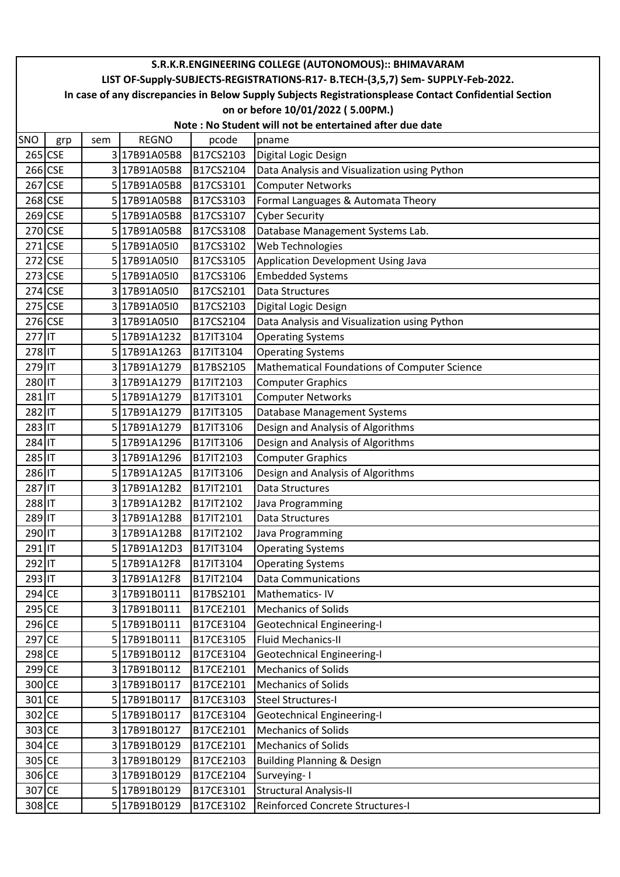# S.R.K.R.ENGINEERING COLLEGE (AUTONOMOUS):: BHIMAVARAM

## LIST OF-Supply-SUBJECTS-REGISTRATIONS-R17- B.TECH-(3,5,7) Sem- SUPPLY-Feb-2022.

In case of any discrepancies in Below Supply Subjects Registrationsplease Contact Confidential Section on or before 10/01/2022 ( 5.00PM.)

Note : No Student will not be entertained after due date

| SNO | grp | sem | REGNO | pcode | pname |
|---|---|---|---|---|---|
| 265 | CSE | 3 | 17B91A05B8 | B17CS2103 | Digital Logic Design |
| 266 | CSE | 3 | 17B91A05B8 | B17CS2104 | Data Analysis and Visualization using Python |
| 267 | CSE | 5 | 17B91A05B8 | B17CS3101 | Computer Networks |
| 268 | CSE | 5 | 17B91A05B8 | B17CS3103 | Formal Languages & Automata Theory |
| 269 | CSE | 5 | 17B91A05B8 | B17CS3107 | Cyber Security |
| 270 | CSE | 5 | 17B91A05B8 | B17CS3108 | Database Management Systems Lab. |
| 271 | CSE | 5 | 17B91A05I0 | B17CS3102 | Web Technologies |
| 272 | CSE | 5 | 17B91A05I0 | B17CS3105 | Application Development Using Java |
| 273 | CSE | 5 | 17B91A05I0 | B17CS3106 | Embedded Systems |
| 274 | CSE | 3 | 17B91A05I0 | B17CS2101 | Data Structures |
| 275 | CSE | 3 | 17B91A05I0 | B17CS2103 | Digital Logic Design |
| 276 | CSE | 3 | 17B91A05I0 | B17CS2104 | Data Analysis and Visualization using Python |
| 277 | IT | 5 | 17B91A1232 | B17IT3104 | Operating Systems |
| 278 | IT | 5 | 17B91A1263 | B17IT3104 | Operating Systems |
| 279 | IT | 3 | 17B91A1279 | B17BS2105 | Mathematical Foundations of Computer Science |
| 280 | IT | 3 | 17B91A1279 | B17IT2103 | Computer Graphics |
| 281 | IT | 5 | 17B91A1279 | B17IT3101 | Computer Networks |
| 282 | IT | 5 | 17B91A1279 | B17IT3105 | Database Management Systems |
| 283 | IT | 5 | 17B91A1279 | B17IT3106 | Design and Analysis of Algorithms |
| 284 | IT | 5 | 17B91A1296 | B17IT3106 | Design and Analysis of Algorithms |
| 285 | IT | 3 | 17B91A1296 | B17IT2103 | Computer Graphics |
| 286 | IT | 5 | 17B91A12A5 | B17IT3106 | Design and Analysis of Algorithms |
| 287 | IT | 3 | 17B91A12B2 | B17IT2101 | Data Structures |
| 288 | IT | 3 | 17B91A12B2 | B17IT2102 | Java Programming |
| 289 | IT | 3 | 17B91A12B8 | B17IT2101 | Data Structures |
| 290 | IT | 3 | 17B91A12B8 | B17IT2102 | Java Programming |
| 291 | IT | 5 | 17B91A12D3 | B17IT3104 | Operating Systems |
| 292 | IT | 5 | 17B91A12F8 | B17IT3104 | Operating Systems |
| 293 | IT | 3 | 17B91A12F8 | B17IT2104 | Data Communications |
| 294 | CE | 3 | 17B91B0111 | B17BS2101 | Mathematics- IV |
| 295 | CE | 3 | 17B91B0111 | B17CE2101 | Mechanics of Solids |
| 296 | CE | 5 | 17B91B0111 | B17CE3104 | Geotechnical Engineering-I |
| 297 | CE | 5 | 17B91B0111 | B17CE3105 | Fluid Mechanics-II |
| 298 | CE | 5 | 17B91B0112 | B17CE3104 | Geotechnical Engineering-I |
| 299 | CE | 3 | 17B91B0112 | B17CE2101 | Mechanics of Solids |
| 300 | CE | 3 | 17B91B0117 | B17CE2101 | Mechanics of Solids |
| 301 | CE | 5 | 17B91B0117 | B17CE3103 | Steel Structures-I |
| 302 | CE | 5 | 17B91B0117 | B17CE3104 | Geotechnical Engineering-I |
| 303 | CE | 3 | 17B91B0127 | B17CE2101 | Mechanics of Solids |
| 304 | CE | 3 | 17B91B0129 | B17CE2101 | Mechanics of Solids |
| 305 | CE | 3 | 17B91B0129 | B17CE2103 | Building Planning & Design |
| 306 | CE | 3 | 17B91B0129 | B17CE2104 | Surveying- I |
| 307 | CE | 5 | 17B91B0129 | B17CE3101 | Structural Analysis-II |
| 308 | CE | 5 | 17B91B0129 | B17CE3102 | Reinforced Concrete Structures-I |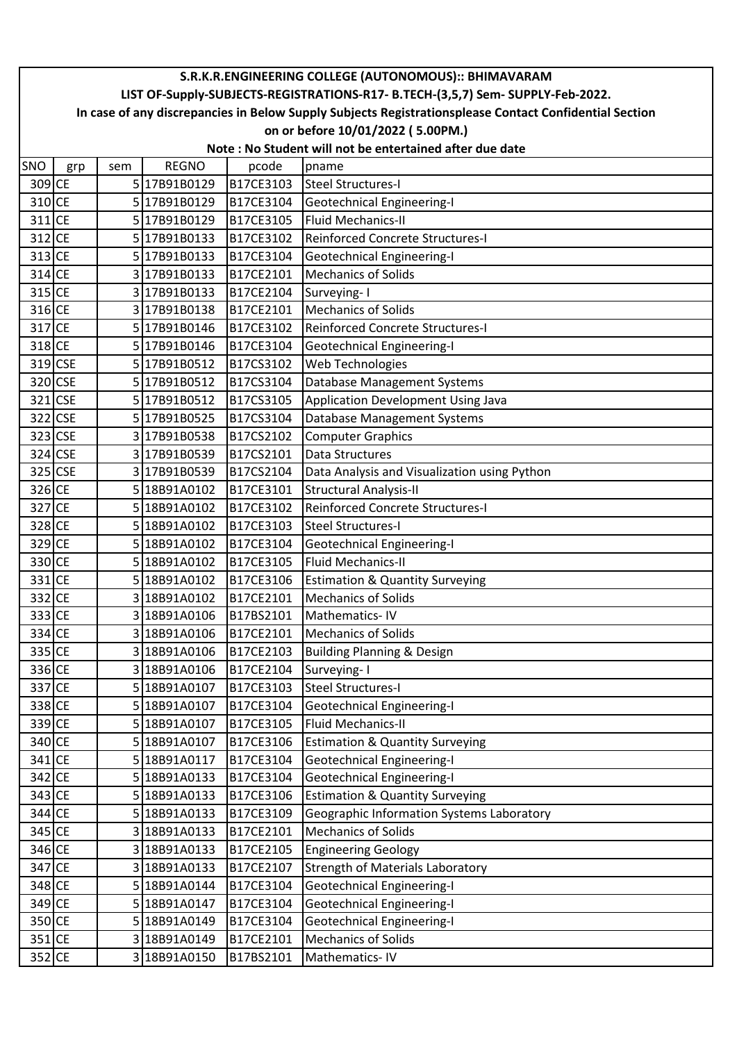| S.R.K.R.ENGINEERING COLLEGE (AUTONOMOUS):: BHIMAVARAM | | | | | |
|---|---|---|---|---|---|
| LIST OF-Supply-SUBJECTS-REGISTRATIONS-R17- B.TECH-(3,5,7) Sem- SUPPLY-Feb-2022. | | | | | |
| In case of any discrepancies in Below Supply Subjects Registrationsplease Contact Confidential Section | | | | | |
| on or before 10/01/2022 ( 5.00PM.) | | | | | |
| Note : No Student will not be entertained after due date | | | | | |
| SNO | grp | sem | REGNO | pcode | pname |
| 309 | CE | 5 | 17B91B0129 | B17CE3103 | Steel Structures-I |
| 310 | CE | 5 | 17B91B0129 | B17CE3104 | Geotechnical Engineering-I |
| 311 | CE | 5 | 17B91B0129 | B17CE3105 | Fluid Mechanics-II |
| 312 | CE | 5 | 17B91B0133 | B17CE3102 | Reinforced Concrete Structures-I |
| 313 | CE | 5 | 17B91B0133 | B17CE3104 | Geotechnical Engineering-I |
| 314 | CE | 3 | 17B91B0133 | B17CE2101 | Mechanics of Solids |
| 315 | CE | 3 | 17B91B0133 | B17CE2104 | Surveying- I |
| 316 | CE | 3 | 17B91B0138 | B17CE2101 | Mechanics of Solids |
| 317 | CE | 5 | 17B91B0146 | B17CE3102 | Reinforced Concrete Structures-I |
| 318 | CE | 5 | 17B91B0146 | B17CE3104 | Geotechnical Engineering-I |
| 319 | CSE | 5 | 17B91B0512 | B17CS3102 | Web Technologies |
| 320 | CSE | 5 | 17B91B0512 | B17CS3104 | Database Management Systems |
| 321 | CSE | 5 | 17B91B0512 | B17CS3105 | Application Development Using Java |
| 322 | CSE | 5 | 17B91B0525 | B17CS3104 | Database Management Systems |
| 323 | CSE | 3 | 17B91B0538 | B17CS2102 | Computer Graphics |
| 324 | CSE | 3 | 17B91B0539 | B17CS2101 | Data Structures |
| 325 | CSE | 3 | 17B91B0539 | B17CS2104 | Data Analysis and Visualization using Python |
| 326 | CE | 5 | 18B91A0102 | B17CE3101 | Structural Analysis-II |
| 327 | CE | 5 | 18B91A0102 | B17CE3102 | Reinforced Concrete Structures-I |
| 328 | CE | 5 | 18B91A0102 | B17CE3103 | Steel Structures-I |
| 329 | CE | 5 | 18B91A0102 | B17CE3104 | Geotechnical Engineering-I |
| 330 | CE | 5 | 18B91A0102 | B17CE3105 | Fluid Mechanics-II |
| 331 | CE | 5 | 18B91A0102 | B17CE3106 | Estimation & Quantity Surveying |
| 332 | CE | 3 | 18B91A0102 | B17CE2101 | Mechanics of Solids |
| 333 | CE | 3 | 18B91A0106 | B17BS2101 | Mathematics- IV |
| 334 | CE | 3 | 18B91A0106 | B17CE2101 | Mechanics of Solids |
| 335 | CE | 3 | 18B91A0106 | B17CE2103 | Building Planning & Design |
| 336 | CE | 3 | 18B91A0106 | B17CE2104 | Surveying- I |
| 337 | CE | 5 | 18B91A0107 | B17CE3103 | Steel Structures-I |
| 338 | CE | 5 | 18B91A0107 | B17CE3104 | Geotechnical Engineering-I |
| 339 | CE | 5 | 18B91A0107 | B17CE3105 | Fluid Mechanics-II |
| 340 | CE | 5 | 18B91A0107 | B17CE3106 | Estimation & Quantity Surveying |
| 341 | CE | 5 | 18B91A0117 | B17CE3104 | Geotechnical Engineering-I |
| 342 | CE | 5 | 18B91A0133 | B17CE3104 | Geotechnical Engineering-I |
| 343 | CE | 5 | 18B91A0133 | B17CE3106 | Estimation & Quantity Surveying |
| 344 | CE | 5 | 18B91A0133 | B17CE3109 | Geographic Information Systems Laboratory |
| 345 | CE | 3 | 18B91A0133 | B17CE2101 | Mechanics of Solids |
| 346 | CE | 3 | 18B91A0133 | B17CE2105 | Engineering Geology |
| 347 | CE | 3 | 18B91A0133 | B17CE2107 | Strength of Materials Laboratory |
| 348 | CE | 5 | 18B91A0144 | B17CE3104 | Geotechnical Engineering-I |
| 349 | CE | 5 | 18B91A0147 | B17CE3104 | Geotechnical Engineering-I |
| 350 | CE | 5 | 18B91A0149 | B17CE3104 | Geotechnical Engineering-I |
| 351 | CE | 3 | 18B91A0149 | B17CE2101 | Mechanics of Solids |
| 352 | CE | 3 | 18B91A0150 | B17BS2101 | Mathematics- IV |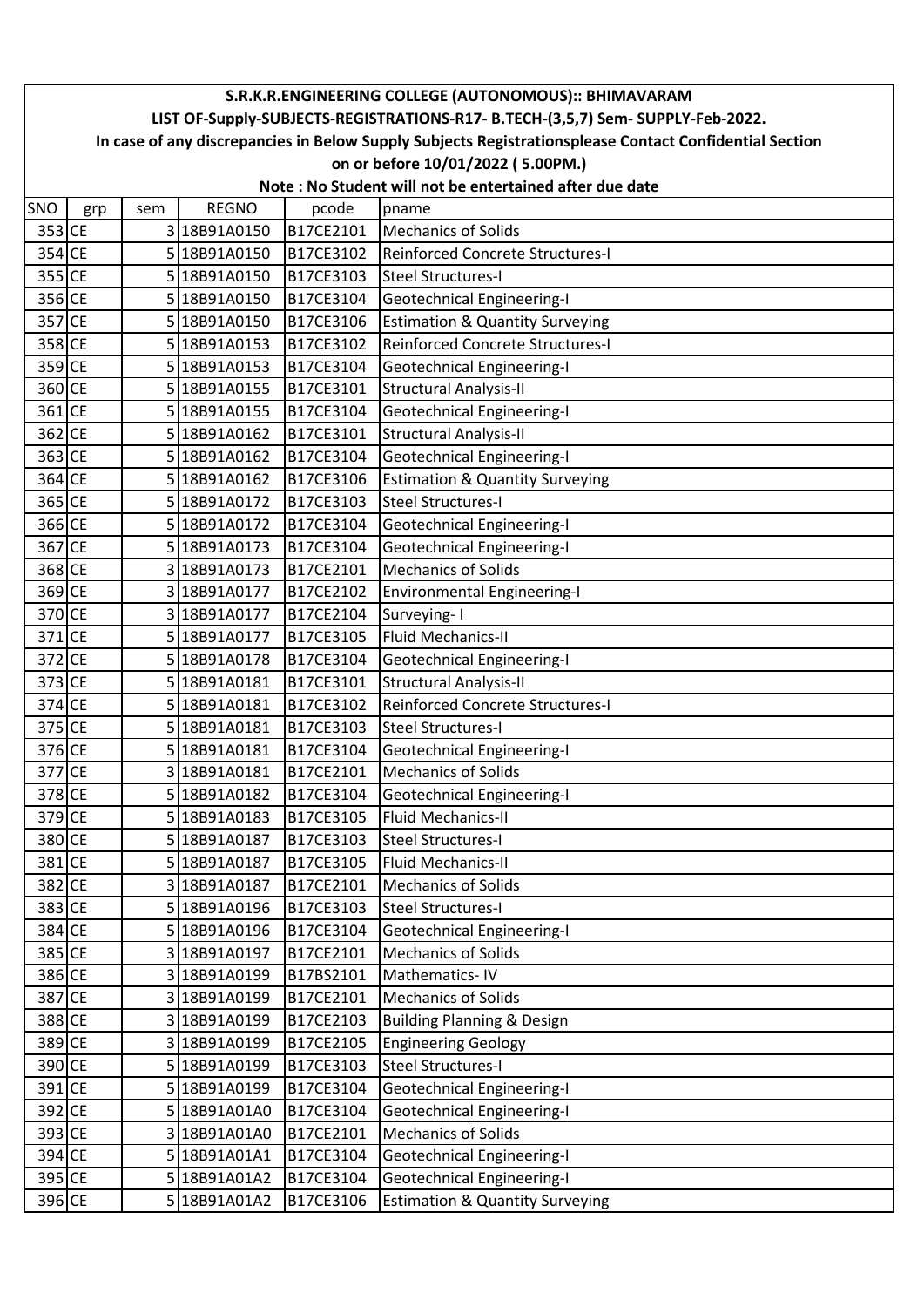# S.R.K.R.ENGINEERING COLLEGE (AUTONOMOUS):: BHIMAVARAM

## LIST OF-Supply-SUBJECTS-REGISTRATIONS-R17- B.TECH-(3,5,7) Sem- SUPPLY-Feb-2022.

**In case of any discrepancies in Below Supply Subjects Registrationsplease Contact Confidential Section on or before 10/01/2022 ( 5.00PM.)**

**Note : No Student will not be entertained after due date**

| SNO | grp | sem | REGNO | pcode | pname |
|---|---|---|---|---|---|
| 353 | CE | 3 | 18B91A0150 | B17CE2101 | Mechanics of Solids |
| 354 | CE | 5 | 18B91A0150 | B17CE3102 | Reinforced Concrete Structures-I |
| 355 | CE | 5 | 18B91A0150 | B17CE3103 | Steel Structures-I |
| 356 | CE | 5 | 18B91A0150 | B17CE3104 | Geotechnical Engineering-I |
| 357 | CE | 5 | 18B91A0150 | B17CE3106 | Estimation & Quantity Surveying |
| 358 | CE | 5 | 18B91A0153 | B17CE3102 | Reinforced Concrete Structures-I |
| 359 | CE | 5 | 18B91A0153 | B17CE3104 | Geotechnical Engineering-I |
| 360 | CE | 5 | 18B91A0155 | B17CE3101 | Structural Analysis-II |
| 361 | CE | 5 | 18B91A0155 | B17CE3104 | Geotechnical Engineering-I |
| 362 | CE | 5 | 18B91A0162 | B17CE3101 | Structural Analysis-II |
| 363 | CE | 5 | 18B91A0162 | B17CE3104 | Geotechnical Engineering-I |
| 364 | CE | 5 | 18B91A0162 | B17CE3106 | Estimation & Quantity Surveying |
| 365 | CE | 5 | 18B91A0172 | B17CE3103 | Steel Structures-I |
| 366 | CE | 5 | 18B91A0172 | B17CE3104 | Geotechnical Engineering-I |
| 367 | CE | 5 | 18B91A0173 | B17CE3104 | Geotechnical Engineering-I |
| 368 | CE | 3 | 18B91A0173 | B17CE2101 | Mechanics of Solids |
| 369 | CE | 3 | 18B91A0177 | B17CE2102 | Environmental Engineering-I |
| 370 | CE | 3 | 18B91A0177 | B17CE2104 | Surveying- I |
| 371 | CE | 5 | 18B91A0177 | B17CE3105 | Fluid Mechanics-II |
| 372 | CE | 5 | 18B91A0178 | B17CE3104 | Geotechnical Engineering-I |
| 373 | CE | 5 | 18B91A0181 | B17CE3101 | Structural Analysis-II |
| 374 | CE | 5 | 18B91A0181 | B17CE3102 | Reinforced Concrete Structures-I |
| 375 | CE | 5 | 18B91A0181 | B17CE3103 | Steel Structures-I |
| 376 | CE | 5 | 18B91A0181 | B17CE3104 | Geotechnical Engineering-I |
| 377 | CE | 3 | 18B91A0181 | B17CE2101 | Mechanics of Solids |
| 378 | CE | 5 | 18B91A0182 | B17CE3104 | Geotechnical Engineering-I |
| 379 | CE | 5 | 18B91A0183 | B17CE3105 | Fluid Mechanics-II |
| 380 | CE | 5 | 18B91A0187 | B17CE3103 | Steel Structures-I |
| 381 | CE | 5 | 18B91A0187 | B17CE3105 | Fluid Mechanics-II |
| 382 | CE | 3 | 18B91A0187 | B17CE2101 | Mechanics of Solids |
| 383 | CE | 5 | 18B91A0196 | B17CE3103 | Steel Structures-I |
| 384 | CE | 5 | 18B91A0196 | B17CE3104 | Geotechnical Engineering-I |
| 385 | CE | 3 | 18B91A0197 | B17CE2101 | Mechanics of Solids |
| 386 | CE | 3 | 18B91A0199 | B17BS2101 | Mathematics- IV |
| 387 | CE | 3 | 18B91A0199 | B17CE2101 | Mechanics of Solids |
| 388 | CE | 3 | 18B91A0199 | B17CE2103 | Building Planning & Design |
| 389 | CE | 3 | 18B91A0199 | B17CE2105 | Engineering Geology |
| 390 | CE | 5 | 18B91A0199 | B17CE3103 | Steel Structures-I |
| 391 | CE | 5 | 18B91A0199 | B17CE3104 | Geotechnical Engineering-I |
| 392 | CE | 5 | 18B91A01A0 | B17CE3104 | Geotechnical Engineering-I |
| 393 | CE | 3 | 18B91A01A0 | B17CE2101 | Mechanics of Solids |
| 394 | CE | 5 | 18B91A01A1 | B17CE3104 | Geotechnical Engineering-I |
| 395 | CE | 5 | 18B91A01A2 | B17CE3104 | Geotechnical Engineering-I |
| 396 | CE | 5 | 18B91A01A2 | B17CE3106 | Estimation & Quantity Surveying |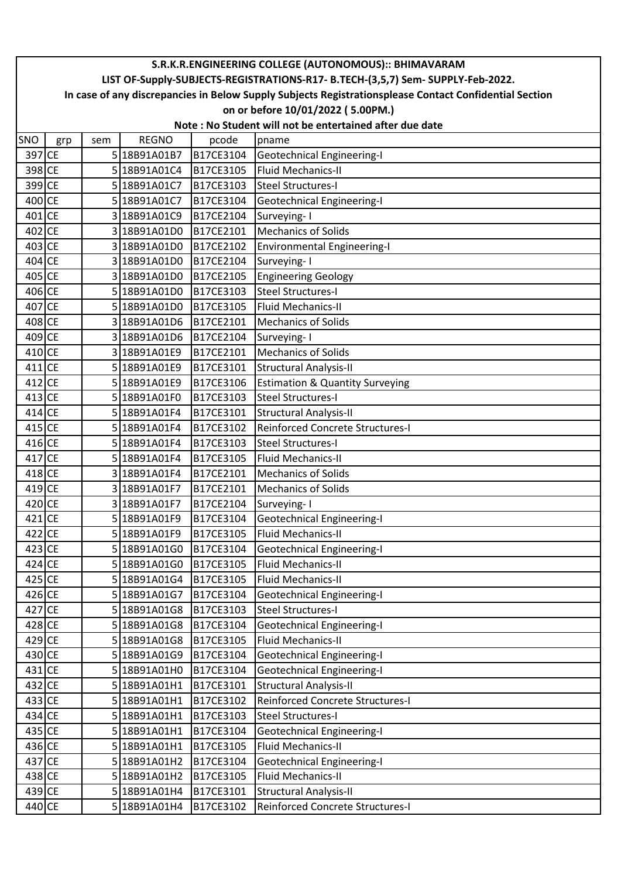# S.R.K.R.ENGINEERING COLLEGE (AUTONOMOUS):: BHIMAVARAM

## LIST OF-Supply-SUBJECTS-REGISTRATIONS-R17- B.TECH-(3,5,7) Sem- SUPPLY-Feb-2022.

**In case of any discrepancies in Below Supply Subjects Registrationsplease Contact Confidential Section on or before 10/01/2022 ( 5.00PM.)**

**Note : No Student will not be entertained after due date**

| SNO | grp | sem | REGNO | pcode | pname |
|---|---|---|---|---|---|
| 397 | CE | 5 | 18B91A01B7 | B17CE3104 | Geotechnical Engineering-I |
| 398 | CE | 5 | 18B91A01C4 | B17CE3105 | Fluid Mechanics-II |
| 399 | CE | 5 | 18B91A01C7 | B17CE3103 | Steel Structures-I |
| 400 | CE | 5 | 18B91A01C7 | B17CE3104 | Geotechnical Engineering-I |
| 401 | CE | 3 | 18B91A01C9 | B17CE2104 | Surveying- I |
| 402 | CE | 3 | 18B91A01D0 | B17CE2101 | Mechanics of Solids |
| 403 | CE | 3 | 18B91A01D0 | B17CE2102 | Environmental Engineering-I |
| 404 | CE | 3 | 18B91A01D0 | B17CE2104 | Surveying- I |
| 405 | CE | 3 | 18B91A01D0 | B17CE2105 | Engineering Geology |
| 406 | CE | 5 | 18B91A01D0 | B17CE3103 | Steel Structures-I |
| 407 | CE | 5 | 18B91A01D0 | B17CE3105 | Fluid Mechanics-II |
| 408 | CE | 3 | 18B91A01D6 | B17CE2101 | Mechanics of Solids |
| 409 | CE | 3 | 18B91A01D6 | B17CE2104 | Surveying- I |
| 410 | CE | 3 | 18B91A01E9 | B17CE2101 | Mechanics of Solids |
| 411 | CE | 5 | 18B91A01E9 | B17CE3101 | Structural Analysis-II |
| 412 | CE | 5 | 18B91A01E9 | B17CE3106 | Estimation & Quantity Surveying |
| 413 | CE | 5 | 18B91A01F0 | B17CE3103 | Steel Structures-I |
| 414 | CE | 5 | 18B91A01F4 | B17CE3101 | Structural Analysis-II |
| 415 | CE | 5 | 18B91A01F4 | B17CE3102 | Reinforced Concrete Structures-I |
| 416 | CE | 5 | 18B91A01F4 | B17CE3103 | Steel Structures-I |
| 417 | CE | 5 | 18B91A01F4 | B17CE3105 | Fluid Mechanics-II |
| 418 | CE | 3 | 18B91A01F4 | B17CE2101 | Mechanics of Solids |
| 419 | CE | 3 | 18B91A01F7 | B17CE2101 | Mechanics of Solids |
| 420 | CE | 3 | 18B91A01F7 | B17CE2104 | Surveying- I |
| 421 | CE | 5 | 18B91A01F9 | B17CE3104 | Geotechnical Engineering-I |
| 422 | CE | 5 | 18B91A01F9 | B17CE3105 | Fluid Mechanics-II |
| 423 | CE | 5 | 18B91A01G0 | B17CE3104 | Geotechnical Engineering-I |
| 424 | CE | 5 | 18B91A01G0 | B17CE3105 | Fluid Mechanics-II |
| 425 | CE | 5 | 18B91A01G4 | B17CE3105 | Fluid Mechanics-II |
| 426 | CE | 5 | 18B91A01G7 | B17CE3104 | Geotechnical Engineering-I |
| 427 | CE | 5 | 18B91A01G8 | B17CE3103 | Steel Structures-I |
| 428 | CE | 5 | 18B91A01G8 | B17CE3104 | Geotechnical Engineering-I |
| 429 | CE | 5 | 18B91A01G8 | B17CE3105 | Fluid Mechanics-II |
| 430 | CE | 5 | 18B91A01G9 | B17CE3104 | Geotechnical Engineering-I |
| 431 | CE | 5 | 18B91A01H0 | B17CE3104 | Geotechnical Engineering-I |
| 432 | CE | 5 | 18B91A01H1 | B17CE3101 | Structural Analysis-II |
| 433 | CE | 5 | 18B91A01H1 | B17CE3102 | Reinforced Concrete Structures-I |
| 434 | CE | 5 | 18B91A01H1 | B17CE3103 | Steel Structures-I |
| 435 | CE | 5 | 18B91A01H1 | B17CE3104 | Geotechnical Engineering-I |
| 436 | CE | 5 | 18B91A01H1 | B17CE3105 | Fluid Mechanics-II |
| 437 | CE | 5 | 18B91A01H2 | B17CE3104 | Geotechnical Engineering-I |
| 438 | CE | 5 | 18B91A01H2 | B17CE3105 | Fluid Mechanics-II |
| 439 | CE | 5 | 18B91A01H4 | B17CE3101 | Structural Analysis-II |
| 440 | CE | 5 | 18B91A01H4 | B17CE3102 | Reinforced Concrete Structures-I |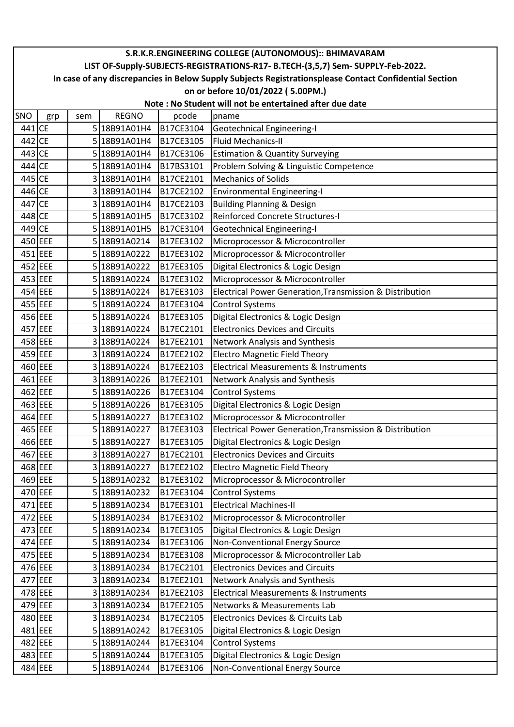| S.R.K.R.ENGINEERING COLLEGE (AUTONOMOUS):: BHIMAVARAM | | | | | |
|---|---|---|---|---|---|
| LIST OF-Supply-SUBJECTS-REGISTRATIONS-R17- B.TECH-(3,5,7) Sem- SUPPLY-Feb-2022. | | | | | |
| In case of any discrepancies in Below Supply Subjects Registrationsplease Contact Confidential Section | | | | | |
| on or before 10/01/2022 ( 5.00PM.) | | | | | |
| Note : No Student will not be entertained after due date | | | | | |
| SNO | grp | sem | REGNO | pcode | pname |
| 441 | CE | 5 | 18B91A01H4 | B17CE3104 | Geotechnical Engineering-I |
| 442 | CE | 5 | 18B91A01H4 | B17CE3105 | Fluid Mechanics-II |
| 443 | CE | 5 | 18B91A01H4 | B17CE3106 | Estimation & Quantity Surveying |
| 444 | CE | 5 | 18B91A01H4 | B17BS3101 | Problem Solving & Linguistic Competence |
| 445 | CE | 3 | 18B91A01H4 | B17CE2101 | Mechanics of Solids |
| 446 | CE | 3 | 18B91A01H4 | B17CE2102 | Environmental Engineering-I |
| 447 | CE | 3 | 18B91A01H4 | B17CE2103 | Building Planning & Design |
| 448 | CE | 5 | 18B91A01H5 | B17CE3102 | Reinforced Concrete Structures-I |
| 449 | CE | 5 | 18B91A01H5 | B17CE3104 | Geotechnical Engineering-I |
| 450 | EEE | 5 | 18B91A0214 | B17EE3102 | Microprocessor & Microcontroller |
| 451 | EEE | 5 | 18B91A0222 | B17EE3102 | Microprocessor & Microcontroller |
| 452 | EEE | 5 | 18B91A0222 | B17EE3105 | Digital Electronics & Logic Design |
| 453 | EEE | 5 | 18B91A0224 | B17EE3102 | Microprocessor & Microcontroller |
| 454 | EEE | 5 | 18B91A0224 | B17EE3103 | Electrical Power Generation,Transmission & Distribution |
| 455 | EEE | 5 | 18B91A0224 | B17EE3104 | Control Systems |
| 456 | EEE | 5 | 18B91A0224 | B17EE3105 | Digital Electronics & Logic Design |
| 457 | EEE | 3 | 18B91A0224 | B17EC2101 | Electronics Devices and Circuits |
| 458 | EEE | 3 | 18B91A0224 | B17EE2101 | Network Analysis and Synthesis |
| 459 | EEE | 3 | 18B91A0224 | B17EE2102 | Electro Magnetic Field Theory |
| 460 | EEE | 3 | 18B91A0224 | B17EE2103 | Electrical Measurements & Instruments |
| 461 | EEE | 3 | 18B91A0226 | B17EE2101 | Network Analysis and Synthesis |
| 462 | EEE | 5 | 18B91A0226 | B17EE3104 | Control Systems |
| 463 | EEE | 5 | 18B91A0226 | B17EE3105 | Digital Electronics & Logic Design |
| 464 | EEE | 5 | 18B91A0227 | B17EE3102 | Microprocessor & Microcontroller |
| 465 | EEE | 5 | 18B91A0227 | B17EE3103 | Electrical Power Generation,Transmission & Distribution |
| 466 | EEE | 5 | 18B91A0227 | B17EE3105 | Digital Electronics & Logic Design |
| 467 | EEE | 3 | 18B91A0227 | B17EC2101 | Electronics Devices and Circuits |
| 468 | EEE | 3 | 18B91A0227 | B17EE2102 | Electro Magnetic Field Theory |
| 469 | EEE | 5 | 18B91A0232 | B17EE3102 | Microprocessor & Microcontroller |
| 470 | EEE | 5 | 18B91A0232 | B17EE3104 | Control Systems |
| 471 | EEE | 5 | 18B91A0234 | B17EE3101 | Electrical Machines-II |
| 472 | EEE | 5 | 18B91A0234 | B17EE3102 | Microprocessor & Microcontroller |
| 473 | EEE | 5 | 18B91A0234 | B17EE3105 | Digital Electronics & Logic Design |
| 474 | EEE | 5 | 18B91A0234 | B17EE3106 | Non-Conventional Energy Source |
| 475 | EEE | 5 | 18B91A0234 | B17EE3108 | Microprocessor & Microcontroller Lab |
| 476 | EEE | 3 | 18B91A0234 | B17EC2101 | Electronics Devices and Circuits |
| 477 | EEE | 3 | 18B91A0234 | B17EE2101 | Network Analysis and Synthesis |
| 478 | EEE | 3 | 18B91A0234 | B17EE2103 | Electrical Measurements & Instruments |
| 479 | EEE | 3 | 18B91A0234 | B17EE2105 | Networks & Measurements Lab |
| 480 | EEE | 3 | 18B91A0234 | B17EC2105 | Electronics Devices & Circuits Lab |
| 481 | EEE | 5 | 18B91A0242 | B17EE3105 | Digital Electronics & Logic Design |
| 482 | EEE | 5 | 18B91A0244 | B17EE3104 | Control Systems |
| 483 | EEE | 5 | 18B91A0244 | B17EE3105 | Digital Electronics & Logic Design |
| 484 | EEE | 5 | 18B91A0244 | B17EE3106 | Non-Conventional Energy Source |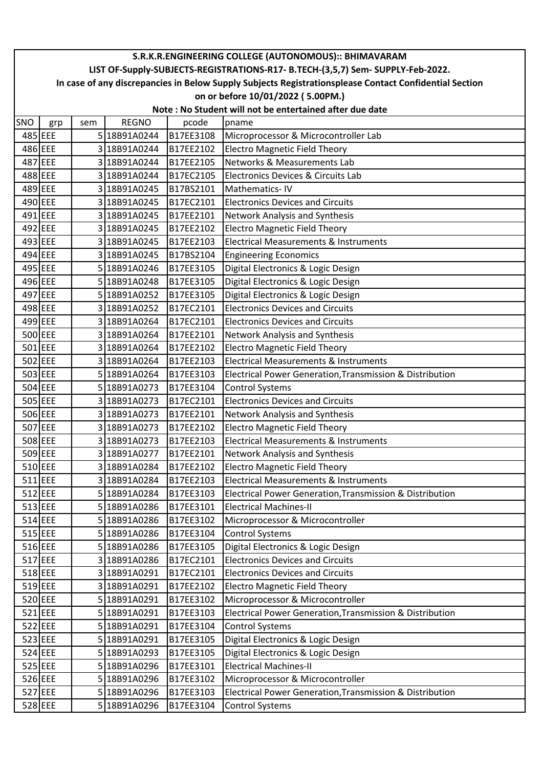# S.R.K.R.ENGINEERING COLLEGE (AUTONOMOUS):: BHIMAVARAM

## LIST OF-Supply-SUBJECTS-REGISTRATIONS-R17- B.TECH-(3,5,7) Sem- SUPPLY-Feb-2022.

**In case of any discrepancies in Below Supply Subjects Registrationsplease Contact Confidential Section on or before 10/01/2022 ( 5.00PM.)**

**Note : No Student will not be entertained after due date**

| SNO | grp | sem | REGNO | pcode | pname |
|---|---|---|---|---|---|
| 485 | EEE | 5 | 18B91A0244 | B17EE3108 | Microprocessor & Microcontroller Lab |
| 486 | EEE | 3 | 18B91A0244 | B17EE2102 | Electro Magnetic Field Theory |
| 487 | EEE | 3 | 18B91A0244 | B17EE2105 | Networks & Measurements Lab |
| 488 | EEE | 3 | 18B91A0244 | B17EC2105 | Electronics Devices & Circuits Lab |
| 489 | EEE | 3 | 18B91A0245 | B17BS2101 | Mathematics- IV |
| 490 | EEE | 3 | 18B91A0245 | B17EC2101 | Electronics Devices and Circuits |
| 491 | EEE | 3 | 18B91A0245 | B17EE2101 | Network Analysis and Synthesis |
| 492 | EEE | 3 | 18B91A0245 | B17EE2102 | Electro Magnetic Field Theory |
| 493 | EEE | 3 | 18B91A0245 | B17EE2103 | Electrical Measurements & Instruments |
| 494 | EEE | 3 | 18B91A0245 | B17BS2104 | Engineering Economics |
| 495 | EEE | 5 | 18B91A0246 | B17EE3105 | Digital Electronics & Logic Design |
| 496 | EEE | 5 | 18B91A0248 | B17EE3105 | Digital Electronics & Logic Design |
| 497 | EEE | 5 | 18B91A0252 | B17EE3105 | Digital Electronics & Logic Design |
| 498 | EEE | 3 | 18B91A0252 | B17EC2101 | Electronics Devices and Circuits |
| 499 | EEE | 3 | 18B91A0264 | B17EC2101 | Electronics Devices and Circuits |
| 500 | EEE | 3 | 18B91A0264 | B17EE2101 | Network Analysis and Synthesis |
| 501 | EEE | 3 | 18B91A0264 | B17EE2102 | Electro Magnetic Field Theory |
| 502 | EEE | 3 | 18B91A0264 | B17EE2103 | Electrical Measurements & Instruments |
| 503 | EEE | 5 | 18B91A0264 | B17EE3103 | Electrical Power Generation,Transmission & Distribution |
| 504 | EEE | 5 | 18B91A0273 | B17EE3104 | Control Systems |
| 505 | EEE | 3 | 18B91A0273 | B17EC2101 | Electronics Devices and Circuits |
| 506 | EEE | 3 | 18B91A0273 | B17EE2101 | Network Analysis and Synthesis |
| 507 | EEE | 3 | 18B91A0273 | B17EE2102 | Electro Magnetic Field Theory |
| 508 | EEE | 3 | 18B91A0273 | B17EE2103 | Electrical Measurements & Instruments |
| 509 | EEE | 3 | 18B91A0277 | B17EE2101 | Network Analysis and Synthesis |
| 510 | EEE | 3 | 18B91A0284 | B17EE2102 | Electro Magnetic Field Theory |
| 511 | EEE | 3 | 18B91A0284 | B17EE2103 | Electrical Measurements & Instruments |
| 512 | EEE | 5 | 18B91A0284 | B17EE3103 | Electrical Power Generation,Transmission & Distribution |
| 513 | EEE | 5 | 18B91A0286 | B17EE3101 | Electrical Machines-II |
| 514 | EEE | 5 | 18B91A0286 | B17EE3102 | Microprocessor & Microcontroller |
| 515 | EEE | 5 | 18B91A0286 | B17EE3104 | Control Systems |
| 516 | EEE | 5 | 18B91A0286 | B17EE3105 | Digital Electronics & Logic Design |
| 517 | EEE | 3 | 18B91A0286 | B17EC2101 | Electronics Devices and Circuits |
| 518 | EEE | 3 | 18B91A0291 | B17EC2101 | Electronics Devices and Circuits |
| 519 | EEE | 3 | 18B91A0291 | B17EE2102 | Electro Magnetic Field Theory |
| 520 | EEE | 5 | 18B91A0291 | B17EE3102 | Microprocessor & Microcontroller |
| 521 | EEE | 5 | 18B91A0291 | B17EE3103 | Electrical Power Generation,Transmission & Distribution |
| 522 | EEE | 5 | 18B91A0291 | B17EE3104 | Control Systems |
| 523 | EEE | 5 | 18B91A0291 | B17EE3105 | Digital Electronics & Logic Design |
| 524 | EEE | 5 | 18B91A0293 | B17EE3105 | Digital Electronics & Logic Design |
| 525 | EEE | 5 | 18B91A0296 | B17EE3101 | Electrical Machines-II |
| 526 | EEE | 5 | 18B91A0296 | B17EE3102 | Microprocessor & Microcontroller |
| 527 | EEE | 5 | 18B91A0296 | B17EE3103 | Electrical Power Generation,Transmission & Distribution |
| 528 | EEE | 5 | 18B91A0296 | B17EE3104 | Control Systems |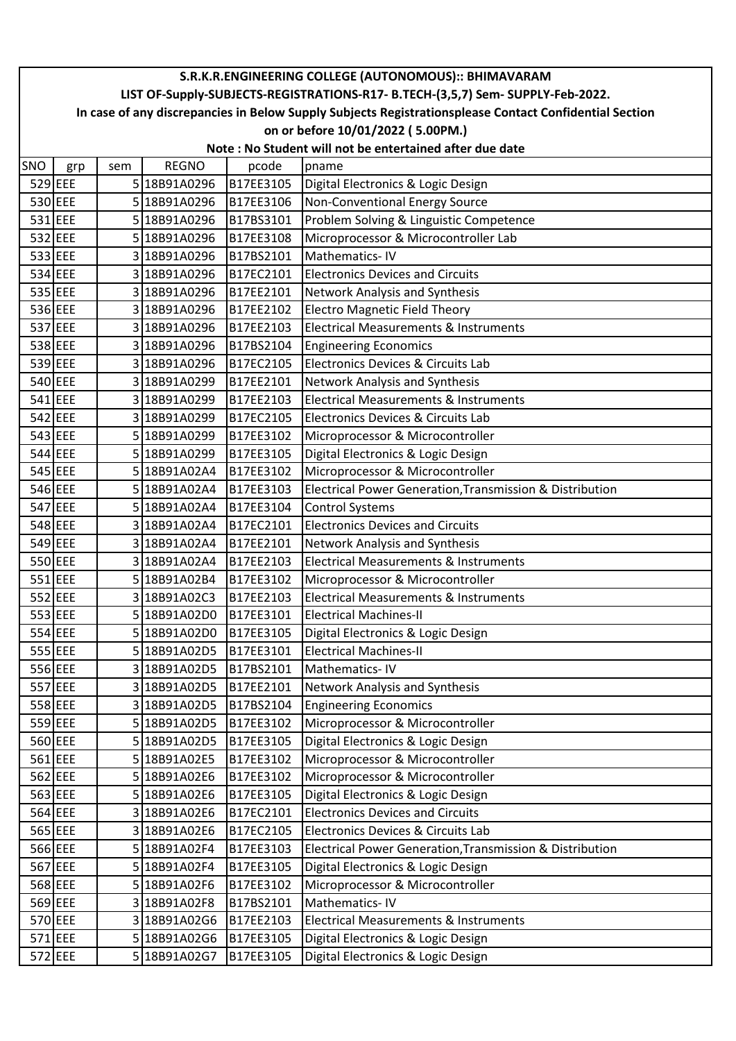**S.R.K.R.ENGINEERING COLLEGE (AUTONOMOUS):: BHIMAVARAM**

**LIST OF-Supply-SUBJECTS-REGISTRATIONS-R17- B.TECH-(3,5,7) Sem- SUPPLY-Feb-2022.**

**In case of any discrepancies in Below Supply Subjects Registrationsplease Contact Confidential Section on or before 10/01/2022 ( 5.00PM.)**

**Note : No Student will not be entertained after due date**

| SNO | grp | sem | REGNO | pcode | pname |
|---|---|---|---|---|---|
| 529 | EEE | 5 | 18B91A0296 | B17EE3105 | Digital Electronics & Logic Design |
| 530 | EEE | 5 | 18B91A0296 | B17EE3106 | Non-Conventional Energy Source |
| 531 | EEE | 5 | 18B91A0296 | B17BS3101 | Problem Solving & Linguistic Competence |
| 532 | EEE | 5 | 18B91A0296 | B17EE3108 | Microprocessor & Microcontroller Lab |
| 533 | EEE | 3 | 18B91A0296 | B17BS2101 | Mathematics- IV |
| 534 | EEE | 3 | 18B91A0296 | B17EC2101 | Electronics Devices and Circuits |
| 535 | EEE | 3 | 18B91A0296 | B17EE2101 | Network Analysis and Synthesis |
| 536 | EEE | 3 | 18B91A0296 | B17EE2102 | Electro Magnetic Field Theory |
| 537 | EEE | 3 | 18B91A0296 | B17EE2103 | Electrical Measurements & Instruments |
| 538 | EEE | 3 | 18B91A0296 | B17BS2104 | Engineering Economics |
| 539 | EEE | 3 | 18B91A0296 | B17EC2105 | Electronics Devices & Circuits Lab |
| 540 | EEE | 3 | 18B91A0299 | B17EE2101 | Network Analysis and Synthesis |
| 541 | EEE | 3 | 18B91A0299 | B17EE2103 | Electrical Measurements & Instruments |
| 542 | EEE | 3 | 18B91A0299 | B17EC2105 | Electronics Devices & Circuits Lab |
| 543 | EEE | 5 | 18B91A0299 | B17EE3102 | Microprocessor & Microcontroller |
| 544 | EEE | 5 | 18B91A0299 | B17EE3105 | Digital Electronics & Logic Design |
| 545 | EEE | 5 | 18B91A02A4 | B17EE3102 | Microprocessor & Microcontroller |
| 546 | EEE | 5 | 18B91A02A4 | B17EE3103 | Electrical Power Generation,Transmission & Distribution |
| 547 | EEE | 5 | 18B91A02A4 | B17EE3104 | Control Systems |
| 548 | EEE | 3 | 18B91A02A4 | B17EC2101 | Electronics Devices and Circuits |
| 549 | EEE | 3 | 18B91A02A4 | B17EE2101 | Network Analysis and Synthesis |
| 550 | EEE | 3 | 18B91A02A4 | B17EE2103 | Electrical Measurements & Instruments |
| 551 | EEE | 5 | 18B91A02B4 | B17EE3102 | Microprocessor & Microcontroller |
| 552 | EEE | 3 | 18B91A02C3 | B17EE2103 | Electrical Measurements & Instruments |
| 553 | EEE | 5 | 18B91A02D0 | B17EE3101 | Electrical Machines-II |
| 554 | EEE | 5 | 18B91A02D0 | B17EE3105 | Digital Electronics & Logic Design |
| 555 | EEE | 5 | 18B91A02D5 | B17EE3101 | Electrical Machines-II |
| 556 | EEE | 3 | 18B91A02D5 | B17BS2101 | Mathematics- IV |
| 557 | EEE | 3 | 18B91A02D5 | B17EE2101 | Network Analysis and Synthesis |
| 558 | EEE | 3 | 18B91A02D5 | B17BS2104 | Engineering Economics |
| 559 | EEE | 5 | 18B91A02D5 | B17EE3102 | Microprocessor & Microcontroller |
| 560 | EEE | 5 | 18B91A02D5 | B17EE3105 | Digital Electronics & Logic Design |
| 561 | EEE | 5 | 18B91A02E5 | B17EE3102 | Microprocessor & Microcontroller |
| 562 | EEE | 5 | 18B91A02E6 | B17EE3102 | Microprocessor & Microcontroller |
| 563 | EEE | 5 | 18B91A02E6 | B17EE3105 | Digital Electronics & Logic Design |
| 564 | EEE | 3 | 18B91A02E6 | B17EC2101 | Electronics Devices and Circuits |
| 565 | EEE | 3 | 18B91A02E6 | B17EC2105 | Electronics Devices & Circuits Lab |
| 566 | EEE | 5 | 18B91A02F4 | B17EE3103 | Electrical Power Generation,Transmission & Distribution |
| 567 | EEE | 5 | 18B91A02F4 | B17EE3105 | Digital Electronics & Logic Design |
| 568 | EEE | 5 | 18B91A02F6 | B17EE3102 | Microprocessor & Microcontroller |
| 569 | EEE | 3 | 18B91A02F8 | B17BS2101 | Mathematics- IV |
| 570 | EEE | 3 | 18B91A02G6 | B17EE2103 | Electrical Measurements & Instruments |
| 571 | EEE | 5 | 18B91A02G6 | B17EE3105 | Digital Electronics & Logic Design |
| 572 | EEE | 5 | 18B91A02G7 | B17EE3105 | Digital Electronics & Logic Design |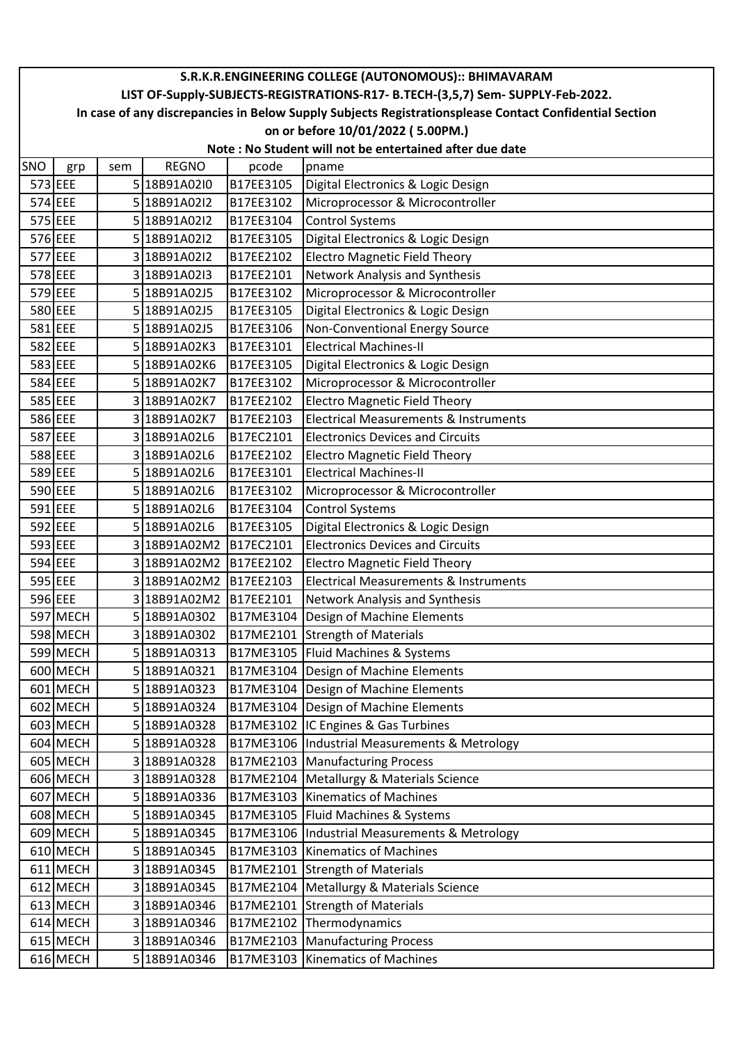# S.R.K.R.ENGINEERING COLLEGE (AUTONOMOUS):: BHIMAVARAM

## LIST OF-Supply-SUBJECTS-REGISTRATIONS-R17- B.TECH-(3,5,7) Sem- SUPPLY-Feb-2022.

**In case of any discrepancies in Below Supply Subjects Registrationsplease Contact Confidential Section on or before 10/01/2022 ( 5.00PM.)**

**Note : No Student will not be entertained after due date**

| SNO | grp | sem | REGNO | pcode | pname |
|---|---|---|---|---|---|
| 573 | EEE | 5 | 18B91A02I0 | B17EE3105 | Digital Electronics & Logic Design |
| 574 | EEE | 5 | 18B91A02I2 | B17EE3102 | Microprocessor & Microcontroller |
| 575 | EEE | 5 | 18B91A02I2 | B17EE3104 | Control Systems |
| 576 | EEE | 5 | 18B91A02I2 | B17EE3105 | Digital Electronics & Logic Design |
| 577 | EEE | 3 | 18B91A02I2 | B17EE2102 | Electro Magnetic Field Theory |
| 578 | EEE | 3 | 18B91A02I3 | B17EE2101 | Network Analysis and Synthesis |
| 579 | EEE | 5 | 18B91A02J5 | B17EE3102 | Microprocessor & Microcontroller |
| 580 | EEE | 5 | 18B91A02J5 | B17EE3105 | Digital Electronics & Logic Design |
| 581 | EEE | 5 | 18B91A02J5 | B17EE3106 | Non-Conventional Energy Source |
| 582 | EEE | 5 | 18B91A02K3 | B17EE3101 | Electrical Machines-II |
| 583 | EEE | 5 | 18B91A02K6 | B17EE3105 | Digital Electronics & Logic Design |
| 584 | EEE | 5 | 18B91A02K7 | B17EE3102 | Microprocessor & Microcontroller |
| 585 | EEE | 3 | 18B91A02K7 | B17EE2102 | Electro Magnetic Field Theory |
| 586 | EEE | 3 | 18B91A02K7 | B17EE2103 | Electrical Measurements & Instruments |
| 587 | EEE | 3 | 18B91A02L6 | B17EC2101 | Electronics Devices and Circuits |
| 588 | EEE | 3 | 18B91A02L6 | B17EE2102 | Electro Magnetic Field Theory |
| 589 | EEE | 5 | 18B91A02L6 | B17EE3101 | Electrical Machines-II |
| 590 | EEE | 5 | 18B91A02L6 | B17EE3102 | Microprocessor & Microcontroller |
| 591 | EEE | 5 | 18B91A02L6 | B17EE3104 | Control Systems |
| 592 | EEE | 5 | 18B91A02L6 | B17EE3105 | Digital Electronics & Logic Design |
| 593 | EEE | 3 | 18B91A02M2 | B17EC2101 | Electronics Devices and Circuits |
| 594 | EEE | 3 | 18B91A02M2 | B17EE2102 | Electro Magnetic Field Theory |
| 595 | EEE | 3 | 18B91A02M2 | B17EE2103 | Electrical Measurements & Instruments |
| 596 | EEE | 3 | 18B91A02M2 | B17EE2101 | Network Analysis and Synthesis |
| 597 | MECH | 5 | 18B91A0302 | B17ME3104 | Design of Machine Elements |
| 598 | MECH | 3 | 18B91A0302 | B17ME2101 | Strength of Materials |
| 599 | MECH | 5 | 18B91A0313 | B17ME3105 | Fluid Machines & Systems |
| 600 | MECH | 5 | 18B91A0321 | B17ME3104 | Design of Machine Elements |
| 601 | MECH | 5 | 18B91A0323 | B17ME3104 | Design of Machine Elements |
| 602 | MECH | 5 | 18B91A0324 | B17ME3104 | Design of Machine Elements |
| 603 | MECH | 5 | 18B91A0328 | B17ME3102 | IC Engines & Gas Turbines |
| 604 | MECH | 5 | 18B91A0328 | B17ME3106 | Industrial Measurements & Metrology |
| 605 | MECH | 3 | 18B91A0328 | B17ME2103 | Manufacturing Process |
| 606 | MECH | 3 | 18B91A0328 | B17ME2104 | Metallurgy & Materials Science |
| 607 | MECH | 5 | 18B91A0336 | B17ME3103 | Kinematics of Machines |
| 608 | MECH | 5 | 18B91A0345 | B17ME3105 | Fluid Machines & Systems |
| 609 | MECH | 5 | 18B91A0345 | B17ME3106 | Industrial Measurements & Metrology |
| 610 | MECH | 5 | 18B91A0345 | B17ME3103 | Kinematics of Machines |
| 611 | MECH | 3 | 18B91A0345 | B17ME2101 | Strength of Materials |
| 612 | MECH | 3 | 18B91A0345 | B17ME2104 | Metallurgy & Materials Science |
| 613 | MECH | 3 | 18B91A0346 | B17ME2101 | Strength of Materials |
| 614 | MECH | 3 | 18B91A0346 | B17ME2102 | Thermodynamics |
| 615 | MECH | 3 | 18B91A0346 | B17ME2103 | Manufacturing Process |
| 616 | MECH | 5 | 18B91A0346 | B17ME3103 | Kinematics of Machines |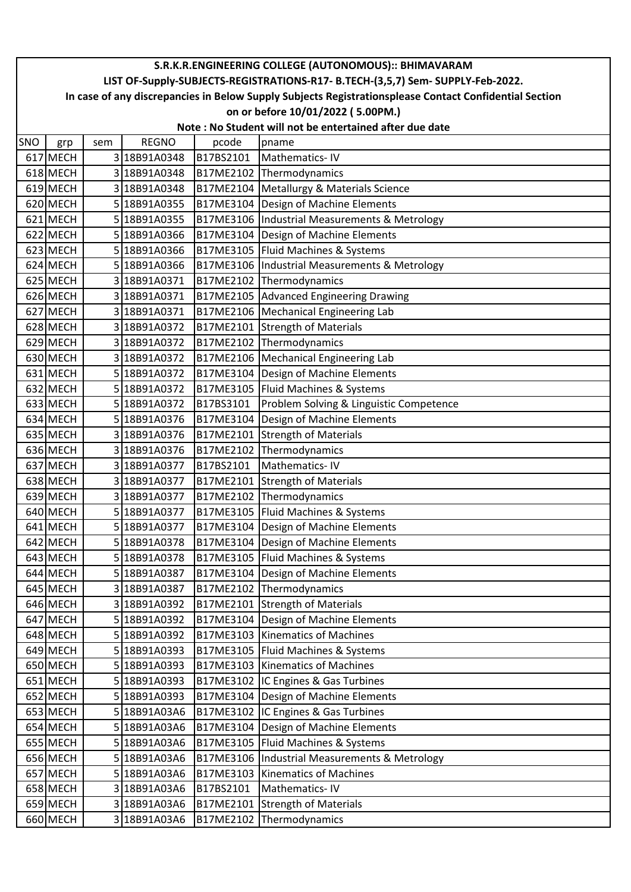| S.R.K.R.ENGINEERING COLLEGE (AUTONOMOUS):: BHIMAVARAM | | | | | |
|---|---|---|---|---|---|
| LIST OF-Supply-SUBJECTS-REGISTRATIONS-R17- B.TECH-(3,5,7) Sem- SUPPLY-Feb-2022. | | | | | |
| In case of any discrepancies in Below Supply Subjects Registrationsplease Contact Confidential Section | | | | | |
| on or before 10/01/2022 ( 5.00PM.) | | | | | |
| Note : No Student will not be entertained after due date | | | | | |
| SNO | grp | sem | REGNO | pcode | pname |
| 617 | MECH | 3 | 18B91A0348 | B17BS2101 | Mathematics- IV |
| 618 | MECH | 3 | 18B91A0348 | B17ME2102 | Thermodynamics |
| 619 | MECH | 3 | 18B91A0348 | B17ME2104 | Metallurgy & Materials Science |
| 620 | MECH | 5 | 18B91A0355 | B17ME3104 | Design of Machine Elements |
| 621 | MECH | 5 | 18B91A0355 | B17ME3106 | Industrial Measurements & Metrology |
| 622 | MECH | 5 | 18B91A0366 | B17ME3104 | Design of Machine Elements |
| 623 | MECH | 5 | 18B91A0366 | B17ME3105 | Fluid Machines & Systems |
| 624 | MECH | 5 | 18B91A0366 | B17ME3106 | Industrial Measurements & Metrology |
| 625 | MECH | 3 | 18B91A0371 | B17ME2102 | Thermodynamics |
| 626 | MECH | 3 | 18B91A0371 | B17ME2105 | Advanced Engineering Drawing |
| 627 | MECH | 3 | 18B91A0371 | B17ME2106 | Mechanical Engineering Lab |
| 628 | MECH | 3 | 18B91A0372 | B17ME2101 | Strength of Materials |
| 629 | MECH | 3 | 18B91A0372 | B17ME2102 | Thermodynamics |
| 630 | MECH | 3 | 18B91A0372 | B17ME2106 | Mechanical Engineering Lab |
| 631 | MECH | 5 | 18B91A0372 | B17ME3104 | Design of Machine Elements |
| 632 | MECH | 5 | 18B91A0372 | B17ME3105 | Fluid Machines & Systems |
| 633 | MECH | 5 | 18B91A0372 | B17BS3101 | Problem Solving & Linguistic Competence |
| 634 | MECH | 5 | 18B91A0376 | B17ME3104 | Design of Machine Elements |
| 635 | MECH | 3 | 18B91A0376 | B17ME2101 | Strength of Materials |
| 636 | MECH | 3 | 18B91A0376 | B17ME2102 | Thermodynamics |
| 637 | MECH | 3 | 18B91A0377 | B17BS2101 | Mathematics- IV |
| 638 | MECH | 3 | 18B91A0377 | B17ME2101 | Strength of Materials |
| 639 | MECH | 3 | 18B91A0377 | B17ME2102 | Thermodynamics |
| 640 | MECH | 5 | 18B91A0377 | B17ME3105 | Fluid Machines & Systems |
| 641 | MECH | 5 | 18B91A0377 | B17ME3104 | Design of Machine Elements |
| 642 | MECH | 5 | 18B91A0378 | B17ME3104 | Design of Machine Elements |
| 643 | MECH | 5 | 18B91A0378 | B17ME3105 | Fluid Machines & Systems |
| 644 | MECH | 5 | 18B91A0387 | B17ME3104 | Design of Machine Elements |
| 645 | MECH | 3 | 18B91A0387 | B17ME2102 | Thermodynamics |
| 646 | MECH | 3 | 18B91A0392 | B17ME2101 | Strength of Materials |
| 647 | MECH | 5 | 18B91A0392 | B17ME3104 | Design of Machine Elements |
| 648 | MECH | 5 | 18B91A0392 | B17ME3103 | Kinematics of Machines |
| 649 | MECH | 5 | 18B91A0393 | B17ME3105 | Fluid Machines & Systems |
| 650 | MECH | 5 | 18B91A0393 | B17ME3103 | Kinematics of Machines |
| 651 | MECH | 5 | 18B91A0393 | B17ME3102 | IC Engines & Gas Turbines |
| 652 | MECH | 5 | 18B91A0393 | B17ME3104 | Design of Machine Elements |
| 653 | MECH | 5 | 18B91A03A6 | B17ME3102 | IC Engines & Gas Turbines |
| 654 | MECH | 5 | 18B91A03A6 | B17ME3104 | Design of Machine Elements |
| 655 | MECH | 5 | 18B91A03A6 | B17ME3105 | Fluid Machines & Systems |
| 656 | MECH | 5 | 18B91A03A6 | B17ME3106 | Industrial Measurements & Metrology |
| 657 | MECH | 5 | 18B91A03A6 | B17ME3103 | Kinematics of Machines |
| 658 | MECH | 3 | 18B91A03A6 | B17BS2101 | Mathematics- IV |
| 659 | MECH | 3 | 18B91A03A6 | B17ME2101 | Strength of Materials |
| 660 | MECH | 3 | 18B91A03A6 | B17ME2102 | Thermodynamics |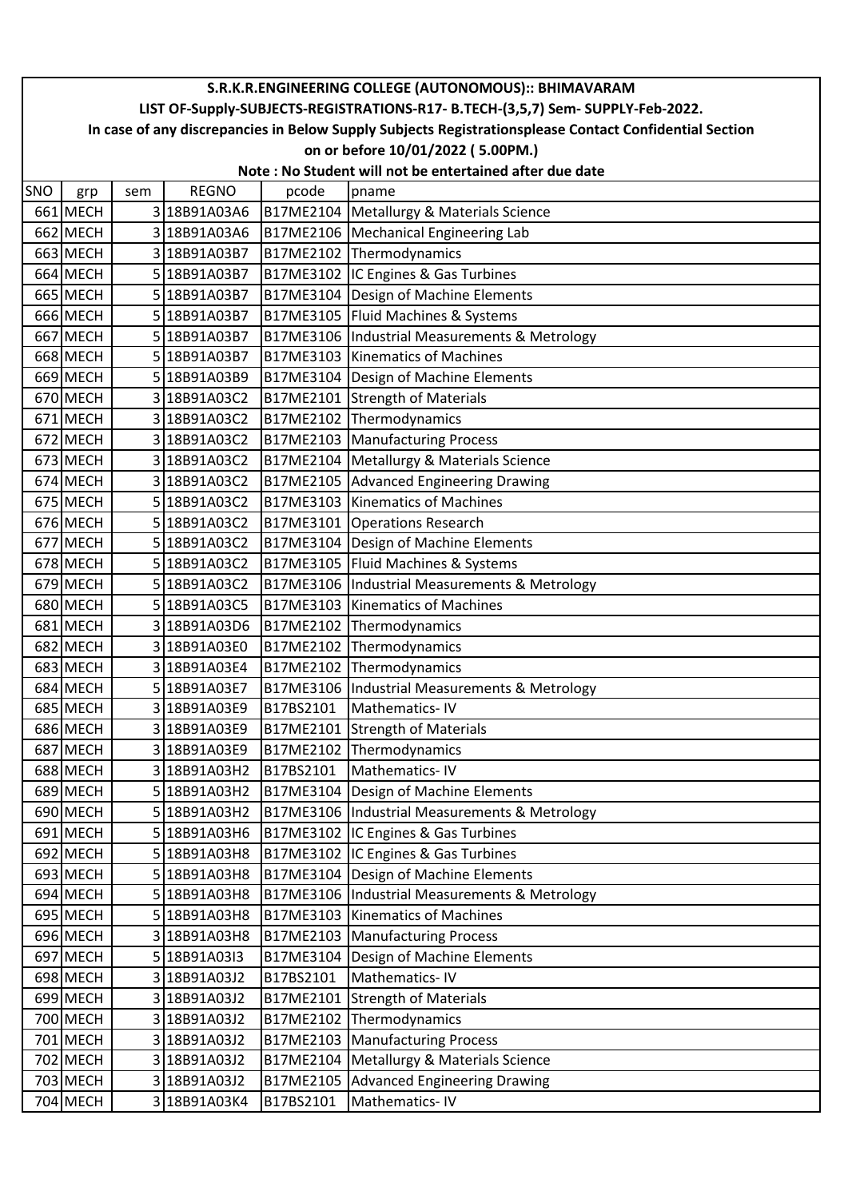**S.R.K.R.ENGINEERING COLLEGE (AUTONOMOUS):: BHIMAVARAM**

**LIST OF-Supply-SUBJECTS-REGISTRATIONS-R17- B.TECH-(3,5,7) Sem- SUPPLY-Feb-2022.**

**In case of any discrepancies in Below Supply Subjects Registrationsplease Contact Confidential Section on or before 10/01/2022 ( 5.00PM.)**

**Note : No Student will not be entertained after due date**

| SNO | grp | sem | REGNO | pcode | pname |
|---|---|---|---|---|---|
| 661 | MECH | 3 | 18B91A03A6 | B17ME2104 | Metallurgy & Materials Science |
| 662 | MECH | 3 | 18B91A03A6 | B17ME2106 | Mechanical Engineering Lab |
| 663 | MECH | 3 | 18B91A03B7 | B17ME2102 | Thermodynamics |
| 664 | MECH | 5 | 18B91A03B7 | B17ME3102 | IC Engines & Gas Turbines |
| 665 | MECH | 5 | 18B91A03B7 | B17ME3104 | Design of Machine Elements |
| 666 | MECH | 5 | 18B91A03B7 | B17ME3105 | Fluid Machines & Systems |
| 667 | MECH | 5 | 18B91A03B7 | B17ME3106 | Industrial Measurements & Metrology |
| 668 | MECH | 5 | 18B91A03B7 | B17ME3103 | Kinematics of Machines |
| 669 | MECH | 5 | 18B91A03B9 | B17ME3104 | Design of Machine Elements |
| 670 | MECH | 3 | 18B91A03C2 | B17ME2101 | Strength of Materials |
| 671 | MECH | 3 | 18B91A03C2 | B17ME2102 | Thermodynamics |
| 672 | MECH | 3 | 18B91A03C2 | B17ME2103 | Manufacturing Process |
| 673 | MECH | 3 | 18B91A03C2 | B17ME2104 | Metallurgy & Materials Science |
| 674 | MECH | 3 | 18B91A03C2 | B17ME2105 | Advanced Engineering Drawing |
| 675 | MECH | 5 | 18B91A03C2 | B17ME3103 | Kinematics of Machines |
| 676 | MECH | 5 | 18B91A03C2 | B17ME3101 | Operations Research |
| 677 | MECH | 5 | 18B91A03C2 | B17ME3104 | Design of Machine Elements |
| 678 | MECH | 5 | 18B91A03C2 | B17ME3105 | Fluid Machines & Systems |
| 679 | MECH | 5 | 18B91A03C2 | B17ME3106 | Industrial Measurements & Metrology |
| 680 | MECH | 5 | 18B91A03C5 | B17ME3103 | Kinematics of Machines |
| 681 | MECH | 3 | 18B91A03D6 | B17ME2102 | Thermodynamics |
| 682 | MECH | 3 | 18B91A03E0 | B17ME2102 | Thermodynamics |
| 683 | MECH | 3 | 18B91A03E4 | B17ME2102 | Thermodynamics |
| 684 | MECH | 5 | 18B91A03E7 | B17ME3106 | Industrial Measurements & Metrology |
| 685 | MECH | 3 | 18B91A03E9 | B17BS2101 | Mathematics- IV |
| 686 | MECH | 3 | 18B91A03E9 | B17ME2101 | Strength of Materials |
| 687 | MECH | 3 | 18B91A03E9 | B17ME2102 | Thermodynamics |
| 688 | MECH | 3 | 18B91A03H2 | B17BS2101 | Mathematics- IV |
| 689 | MECH | 5 | 18B91A03H2 | B17ME3104 | Design of Machine Elements |
| 690 | MECH | 5 | 18B91A03H2 | B17ME3106 | Industrial Measurements & Metrology |
| 691 | MECH | 5 | 18B91A03H6 | B17ME3102 | IC Engines & Gas Turbines |
| 692 | MECH | 5 | 18B91A03H8 | B17ME3102 | IC Engines & Gas Turbines |
| 693 | MECH | 5 | 18B91A03H8 | B17ME3104 | Design of Machine Elements |
| 694 | MECH | 5 | 18B91A03H8 | B17ME3106 | Industrial Measurements & Metrology |
| 695 | MECH | 5 | 18B91A03H8 | B17ME3103 | Kinematics of Machines |
| 696 | MECH | 3 | 18B91A03H8 | B17ME2103 | Manufacturing Process |
| 697 | MECH | 5 | 18B91A03I3 | B17ME3104 | Design of Machine Elements |
| 698 | MECH | 3 | 18B91A03J2 | B17BS2101 | Mathematics- IV |
| 699 | MECH | 3 | 18B91A03J2 | B17ME2101 | Strength of Materials |
| 700 | MECH | 3 | 18B91A03J2 | B17ME2102 | Thermodynamics |
| 701 | MECH | 3 | 18B91A03J2 | B17ME2103 | Manufacturing Process |
| 702 | MECH | 3 | 18B91A03J2 | B17ME2104 | Metallurgy & Materials Science |
| 703 | MECH | 3 | 18B91A03J2 | B17ME2105 | Advanced Engineering Drawing |
| 704 | MECH | 3 | 18B91A03K4 | B17BS2101 | Mathematics- IV |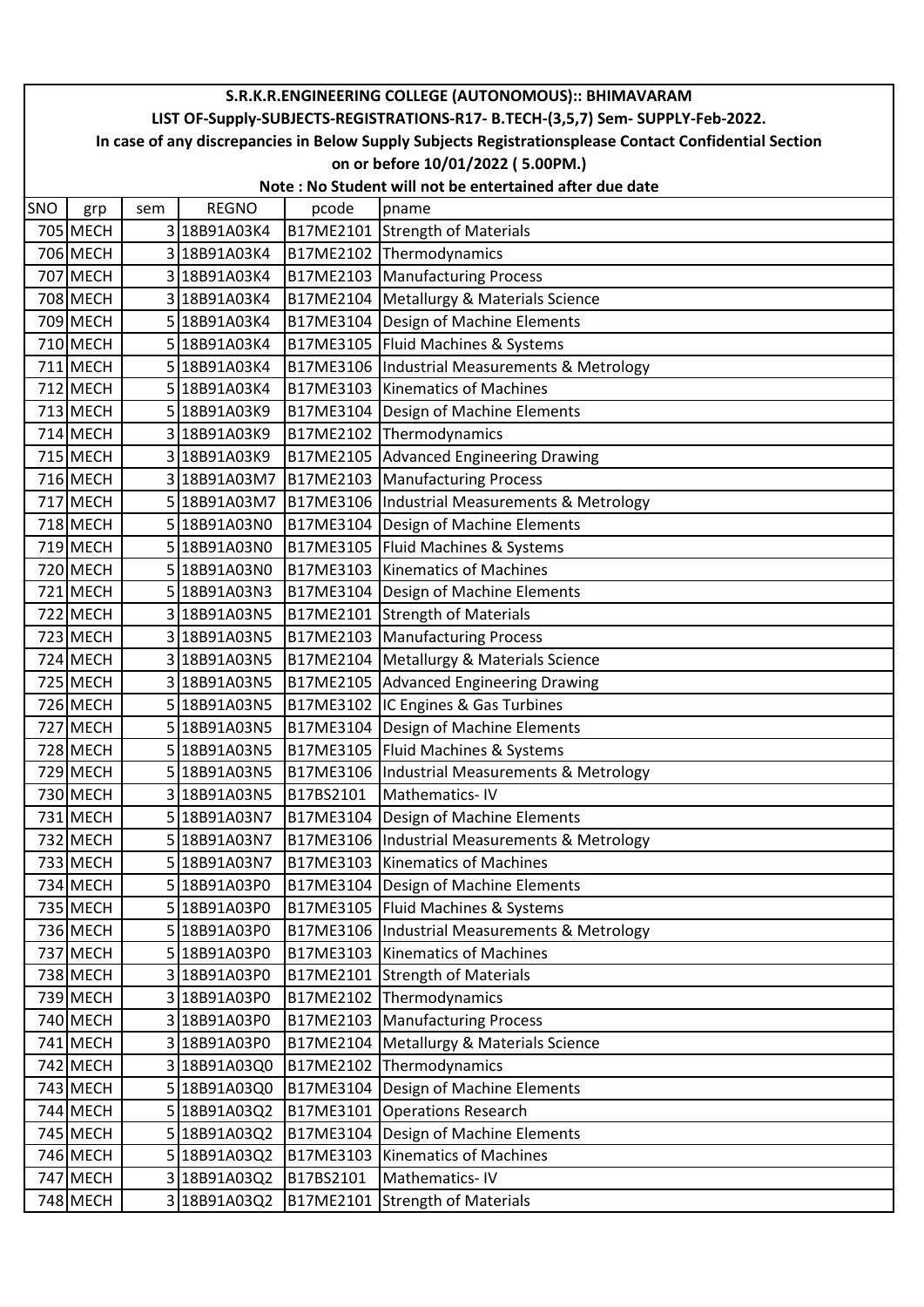# S.R.K.R.ENGINEERING COLLEGE (AUTONOMOUS):: BHIMAVARAM

## LIST OF-Supply-SUBJECTS-REGISTRATIONS-R17- B.TECH-(3,5,7) Sem- SUPPLY-Feb-2022.

**In case of any discrepancies in Below Supply Subjects Registrationsplease Contact Confidential Section on or before 10/01/2022 ( 5.00PM.)**

**Note : No Student will not be entertained after due date**

| SNO | grp | sem | REGNO | pcode | pname |
|---|---|---|---|---|---|
| 705 | MECH | 3 | 18B91A03K4 | B17ME2101 | Strength of Materials |
| 706 | MECH | 3 | 18B91A03K4 | B17ME2102 | Thermodynamics |
| 707 | MECH | 3 | 18B91A03K4 | B17ME2103 | Manufacturing Process |
| 708 | MECH | 3 | 18B91A03K4 | B17ME2104 | Metallurgy & Materials Science |
| 709 | MECH | 5 | 18B91A03K4 | B17ME3104 | Design of Machine Elements |
| 710 | MECH | 5 | 18B91A03K4 | B17ME3105 | Fluid Machines & Systems |
| 711 | MECH | 5 | 18B91A03K4 | B17ME3106 | Industrial Measurements & Metrology |
| 712 | MECH | 5 | 18B91A03K4 | B17ME3103 | Kinematics of Machines |
| 713 | MECH | 5 | 18B91A03K9 | B17ME3104 | Design of Machine Elements |
| 714 | MECH | 3 | 18B91A03K9 | B17ME2102 | Thermodynamics |
| 715 | MECH | 3 | 18B91A03K9 | B17ME2105 | Advanced Engineering Drawing |
| 716 | MECH | 3 | 18B91A03M7 | B17ME2103 | Manufacturing Process |
| 717 | MECH | 5 | 18B91A03M7 | B17ME3106 | Industrial Measurements & Metrology |
| 718 | MECH | 5 | 18B91A03N0 | B17ME3104 | Design of Machine Elements |
| 719 | MECH | 5 | 18B91A03N0 | B17ME3105 | Fluid Machines & Systems |
| 720 | MECH | 5 | 18B91A03N0 | B17ME3103 | Kinematics of Machines |
| 721 | MECH | 5 | 18B91A03N3 | B17ME3104 | Design of Machine Elements |
| 722 | MECH | 3 | 18B91A03N5 | B17ME2101 | Strength of Materials |
| 723 | MECH | 3 | 18B91A03N5 | B17ME2103 | Manufacturing Process |
| 724 | MECH | 3 | 18B91A03N5 | B17ME2104 | Metallurgy & Materials Science |
| 725 | MECH | 3 | 18B91A03N5 | B17ME2105 | Advanced Engineering Drawing |
| 726 | MECH | 5 | 18B91A03N5 | B17ME3102 | IC Engines & Gas Turbines |
| 727 | MECH | 5 | 18B91A03N5 | B17ME3104 | Design of Machine Elements |
| 728 | MECH | 5 | 18B91A03N5 | B17ME3105 | Fluid Machines & Systems |
| 729 | MECH | 5 | 18B91A03N5 | B17ME3106 | Industrial Measurements & Metrology |
| 730 | MECH | 3 | 18B91A03N5 | B17BS2101 | Mathematics- IV |
| 731 | MECH | 5 | 18B91A03N7 | B17ME3104 | Design of Machine Elements |
| 732 | MECH | 5 | 18B91A03N7 | B17ME3106 | Industrial Measurements & Metrology |
| 733 | MECH | 5 | 18B91A03N7 | B17ME3103 | Kinematics of Machines |
| 734 | MECH | 5 | 18B91A03P0 | B17ME3104 | Design of Machine Elements |
| 735 | MECH | 5 | 18B91A03P0 | B17ME3105 | Fluid Machines & Systems |
| 736 | MECH | 5 | 18B91A03P0 | B17ME3106 | Industrial Measurements & Metrology |
| 737 | MECH | 5 | 18B91A03P0 | B17ME3103 | Kinematics of Machines |
| 738 | MECH | 3 | 18B91A03P0 | B17ME2101 | Strength of Materials |
| 739 | MECH | 3 | 18B91A03P0 | B17ME2102 | Thermodynamics |
| 740 | MECH | 3 | 18B91A03P0 | B17ME2103 | Manufacturing Process |
| 741 | MECH | 3 | 18B91A03P0 | B17ME2104 | Metallurgy & Materials Science |
| 742 | MECH | 3 | 18B91A03Q0 | B17ME2102 | Thermodynamics |
| 743 | MECH | 5 | 18B91A03Q0 | B17ME3104 | Design of Machine Elements |
| 744 | MECH | 5 | 18B91A03Q2 | B17ME3101 | Operations Research |
| 745 | MECH | 5 | 18B91A03Q2 | B17ME3104 | Design of Machine Elements |
| 746 | MECH | 5 | 18B91A03Q2 | B17ME3103 | Kinematics of Machines |
| 747 | MECH | 3 | 18B91A03Q2 | B17BS2101 | Mathematics- IV |
| 748 | MECH | 3 | 18B91A03Q2 | B17ME2101 | Strength of Materials |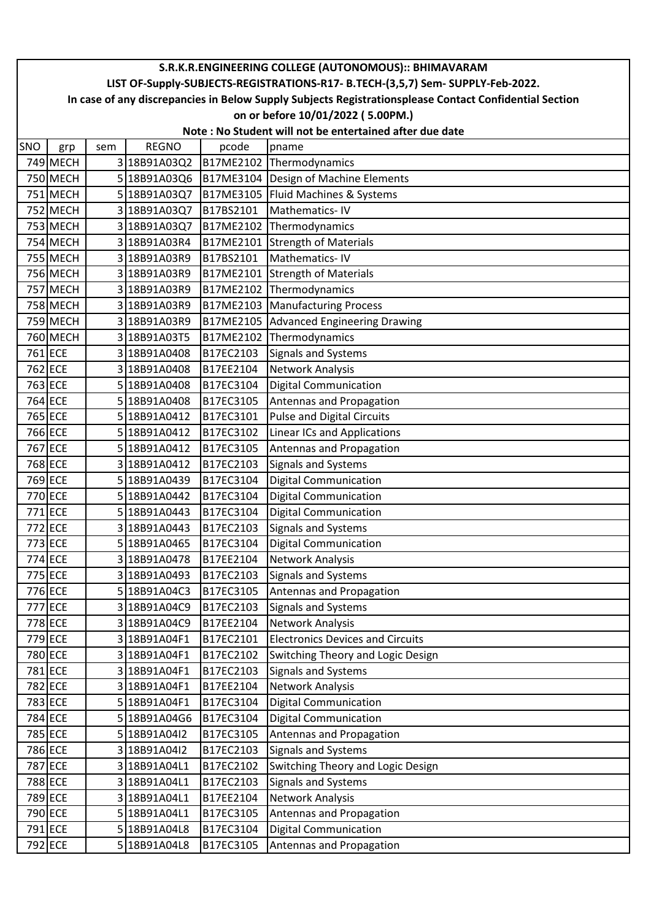| S.R.K.R.ENGINEERING COLLEGE (AUTONOMOUS):: BHIMAVARAM | | | | | |
|---|---|---|---|---|---|
| LIST OF-Supply-SUBJECTS-REGISTRATIONS-R17- B.TECH-(3,5,7) Sem- SUPPLY-Feb-2022. | | | | | |
| In case of any discrepancies in Below Supply Subjects Registrationsplease Contact Confidential Section | | | | | |
| on or before 10/01/2022 ( 5.00PM.) | | | | | |
| Note : No Student will not be entertained after due date | | | | | |
| SNO | grp | sem | REGNO | pcode | pname |
| 749 | MECH | 3 | 18B91A03Q2 | B17ME2102 | Thermodynamics |
| 750 | MECH | 5 | 18B91A03Q6 | B17ME3104 | Design of Machine Elements |
| 751 | MECH | 5 | 18B91A03Q7 | B17ME3105 | Fluid Machines & Systems |
| 752 | MECH | 3 | 18B91A03Q7 | B17BS2101 | Mathematics- IV |
| 753 | MECH | 3 | 18B91A03Q7 | B17ME2102 | Thermodynamics |
| 754 | MECH | 3 | 18B91A03R4 | B17ME2101 | Strength of Materials |
| 755 | MECH | 3 | 18B91A03R9 | B17BS2101 | Mathematics- IV |
| 756 | MECH | 3 | 18B91A03R9 | B17ME2101 | Strength of Materials |
| 757 | MECH | 3 | 18B91A03R9 | B17ME2102 | Thermodynamics |
| 758 | MECH | 3 | 18B91A03R9 | B17ME2103 | Manufacturing Process |
| 759 | MECH | 3 | 18B91A03R9 | B17ME2105 | Advanced Engineering Drawing |
| 760 | MECH | 3 | 18B91A03T5 | B17ME2102 | Thermodynamics |
| 761 | ECE | 3 | 18B91A0408 | B17EC2103 | Signals and Systems |
| 762 | ECE | 3 | 18B91A0408 | B17EE2104 | Network Analysis |
| 763 | ECE | 5 | 18B91A0408 | B17EC3104 | Digital Communication |
| 764 | ECE | 5 | 18B91A0408 | B17EC3105 | Antennas and Propagation |
| 765 | ECE | 5 | 18B91A0412 | B17EC3101 | Pulse and Digital Circuits |
| 766 | ECE | 5 | 18B91A0412 | B17EC3102 | Linear ICs and Applications |
| 767 | ECE | 5 | 18B91A0412 | B17EC3105 | Antennas and Propagation |
| 768 | ECE | 3 | 18B91A0412 | B17EC2103 | Signals and Systems |
| 769 | ECE | 5 | 18B91A0439 | B17EC3104 | Digital Communication |
| 770 | ECE | 5 | 18B91A0442 | B17EC3104 | Digital Communication |
| 771 | ECE | 5 | 18B91A0443 | B17EC3104 | Digital Communication |
| 772 | ECE | 3 | 18B91A0443 | B17EC2103 | Signals and Systems |
| 773 | ECE | 5 | 18B91A0465 | B17EC3104 | Digital Communication |
| 774 | ECE | 3 | 18B91A0478 | B17EE2104 | Network Analysis |
| 775 | ECE | 3 | 18B91A0493 | B17EC2103 | Signals and Systems |
| 776 | ECE | 5 | 18B91A04C3 | B17EC3105 | Antennas and Propagation |
| 777 | ECE | 3 | 18B91A04C9 | B17EC2103 | Signals and Systems |
| 778 | ECE | 3 | 18B91A04C9 | B17EE2104 | Network Analysis |
| 779 | ECE | 3 | 18B91A04F1 | B17EC2101 | Electronics Devices and Circuits |
| 780 | ECE | 3 | 18B91A04F1 | B17EC2102 | Switching Theory and Logic Design |
| 781 | ECE | 3 | 18B91A04F1 | B17EC2103 | Signals and Systems |
| 782 | ECE | 3 | 18B91A04F1 | B17EE2104 | Network Analysis |
| 783 | ECE | 5 | 18B91A04F1 | B17EC3104 | Digital Communication |
| 784 | ECE | 5 | 18B91A04G6 | B17EC3104 | Digital Communication |
| 785 | ECE | 5 | 18B91A04I2 | B17EC3105 | Antennas and Propagation |
| 786 | ECE | 3 | 18B91A04I2 | B17EC2103 | Signals and Systems |
| 787 | ECE | 3 | 18B91A04L1 | B17EC2102 | Switching Theory and Logic Design |
| 788 | ECE | 3 | 18B91A04L1 | B17EC2103 | Signals and Systems |
| 789 | ECE | 3 | 18B91A04L1 | B17EE2104 | Network Analysis |
| 790 | ECE | 5 | 18B91A04L1 | B17EC3105 | Antennas and Propagation |
| 791 | ECE | 5 | 18B91A04L8 | B17EC3104 | Digital Communication |
| 792 | ECE | 5 | 18B91A04L8 | B17EC3105 | Antennas and Propagation |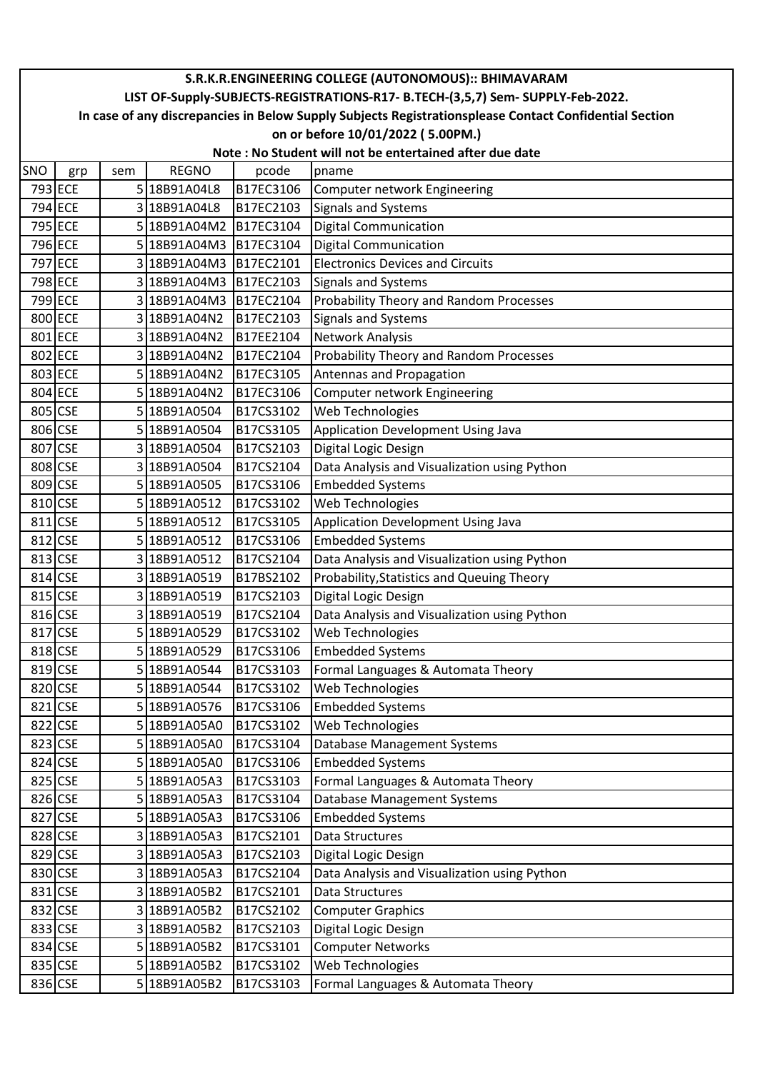# S.R.K.R.ENGINEERING COLLEGE (AUTONOMOUS):: BHIMAVARAM

## LIST OF-Supply-SUBJECTS-REGISTRATIONS-R17- B.TECH-(3,5,7) Sem- SUPPLY-Feb-2022.

**In case of any discrepancies in Below Supply Subjects Registrationsplease Contact Confidential Section on or before 10/01/2022 ( 5.00PM.)**

**Note : No Student will not be entertained after due date**

| SNO | grp | sem | REGNO | pcode | pname |
|---|---|---|---|---|---|
| 793 | ECE | 5 | 18B91A04L8 | B17EC3106 | Computer network Engineering |
| 794 | ECE | 3 | 18B91A04L8 | B17EC2103 | Signals and Systems |
| 795 | ECE | 5 | 18B91A04M2 | B17EC3104 | Digital Communication |
| 796 | ECE | 5 | 18B91A04M3 | B17EC3104 | Digital Communication |
| 797 | ECE | 3 | 18B91A04M3 | B17EC2101 | Electronics Devices and Circuits |
| 798 | ECE | 3 | 18B91A04M3 | B17EC2103 | Signals and Systems |
| 799 | ECE | 3 | 18B91A04M3 | B17EC2104 | Probability Theory and Random Processes |
| 800 | ECE | 3 | 18B91A04N2 | B17EC2103 | Signals and Systems |
| 801 | ECE | 3 | 18B91A04N2 | B17EE2104 | Network Analysis |
| 802 | ECE | 3 | 18B91A04N2 | B17EC2104 | Probability Theory and Random Processes |
| 803 | ECE | 5 | 18B91A04N2 | B17EC3105 | Antennas and Propagation |
| 804 | ECE | 5 | 18B91A04N2 | B17EC3106 | Computer network Engineering |
| 805 | CSE | 5 | 18B91A0504 | B17CS3102 | Web Technologies |
| 806 | CSE | 5 | 18B91A0504 | B17CS3105 | Application Development Using Java |
| 807 | CSE | 3 | 18B91A0504 | B17CS2103 | Digital Logic Design |
| 808 | CSE | 3 | 18B91A0504 | B17CS2104 | Data Analysis and Visualization using Python |
| 809 | CSE | 5 | 18B91A0505 | B17CS3106 | Embedded Systems |
| 810 | CSE | 5 | 18B91A0512 | B17CS3102 | Web Technologies |
| 811 | CSE | 5 | 18B91A0512 | B17CS3105 | Application Development Using Java |
| 812 | CSE | 5 | 18B91A0512 | B17CS3106 | Embedded Systems |
| 813 | CSE | 3 | 18B91A0512 | B17CS2104 | Data Analysis and Visualization using Python |
| 814 | CSE | 3 | 18B91A0519 | B17BS2102 | Probability,Statistics and Queuing Theory |
| 815 | CSE | 3 | 18B91A0519 | B17CS2103 | Digital Logic Design |
| 816 | CSE | 3 | 18B91A0519 | B17CS2104 | Data Analysis and Visualization using Python |
| 817 | CSE | 5 | 18B91A0529 | B17CS3102 | Web Technologies |
| 818 | CSE | 5 | 18B91A0529 | B17CS3106 | Embedded Systems |
| 819 | CSE | 5 | 18B91A0544 | B17CS3103 | Formal Languages & Automata Theory |
| 820 | CSE | 5 | 18B91A0544 | B17CS3102 | Web Technologies |
| 821 | CSE | 5 | 18B91A0576 | B17CS3106 | Embedded Systems |
| 822 | CSE | 5 | 18B91A05A0 | B17CS3102 | Web Technologies |
| 823 | CSE | 5 | 18B91A05A0 | B17CS3104 | Database Management Systems |
| 824 | CSE | 5 | 18B91A05A0 | B17CS3106 | Embedded Systems |
| 825 | CSE | 5 | 18B91A05A3 | B17CS3103 | Formal Languages & Automata Theory |
| 826 | CSE | 5 | 18B91A05A3 | B17CS3104 | Database Management Systems |
| 827 | CSE | 5 | 18B91A05A3 | B17CS3106 | Embedded Systems |
| 828 | CSE | 3 | 18B91A05A3 | B17CS2101 | Data Structures |
| 829 | CSE | 3 | 18B91A05A3 | B17CS2103 | Digital Logic Design |
| 830 | CSE | 3 | 18B91A05A3 | B17CS2104 | Data Analysis and Visualization using Python |
| 831 | CSE | 3 | 18B91A05B2 | B17CS2101 | Data Structures |
| 832 | CSE | 3 | 18B91A05B2 | B17CS2102 | Computer Graphics |
| 833 | CSE | 3 | 18B91A05B2 | B17CS2103 | Digital Logic Design |
| 834 | CSE | 5 | 18B91A05B2 | B17CS3101 | Computer Networks |
| 835 | CSE | 5 | 18B91A05B2 | B17CS3102 | Web Technologies |
| 836 | CSE | 5 | 18B91A05B2 | B17CS3103 | Formal Languages & Automata Theory |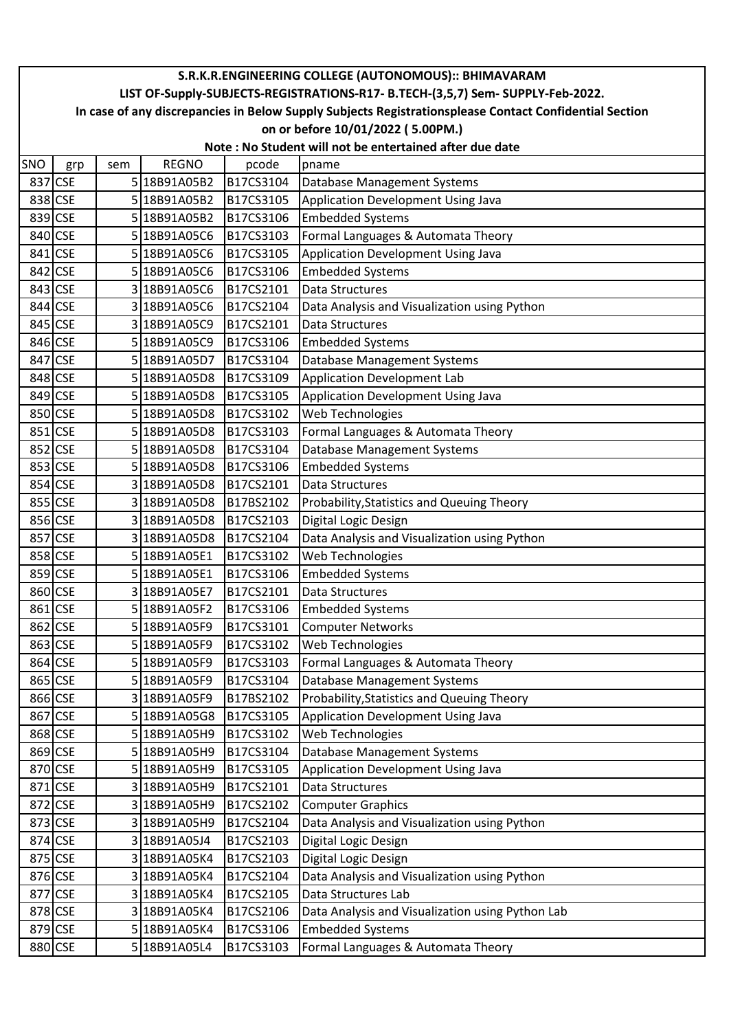# S.R.K.R.ENGINEERING COLLEGE (AUTONOMOUS):: BHIMAVARAM

## LIST OF-Supply-SUBJECTS-REGISTRATIONS-R17- B.TECH-(3,5,7) Sem- SUPPLY-Feb-2022.

**In case of any discrepancies in Below Supply Subjects Registrationsplease Contact Confidential Section on or before 10/01/2022 ( 5.00PM.)**

**Note : No Student will not be entertained after due date**

| SNO | grp | sem | REGNO | pcode | pname |
|---|---|---|---|---|---|
| 837 | CSE | 5 | 18B91A05B2 | B17CS3104 | Database Management Systems |
| 838 | CSE | 5 | 18B91A05B2 | B17CS3105 | Application Development Using Java |
| 839 | CSE | 5 | 18B91A05B2 | B17CS3106 | Embedded Systems |
| 840 | CSE | 5 | 18B91A05C6 | B17CS3103 | Formal Languages & Automata Theory |
| 841 | CSE | 5 | 18B91A05C6 | B17CS3105 | Application Development Using Java |
| 842 | CSE | 5 | 18B91A05C6 | B17CS3106 | Embedded Systems |
| 843 | CSE | 3 | 18B91A05C6 | B17CS2101 | Data Structures |
| 844 | CSE | 3 | 18B91A05C6 | B17CS2104 | Data Analysis and Visualization using Python |
| 845 | CSE | 3 | 18B91A05C9 | B17CS2101 | Data Structures |
| 846 | CSE | 5 | 18B91A05C9 | B17CS3106 | Embedded Systems |
| 847 | CSE | 5 | 18B91A05D7 | B17CS3104 | Database Management Systems |
| 848 | CSE | 5 | 18B91A05D8 | B17CS3109 | Application Development Lab |
| 849 | CSE | 5 | 18B91A05D8 | B17CS3105 | Application Development Using Java |
| 850 | CSE | 5 | 18B91A05D8 | B17CS3102 | Web Technologies |
| 851 | CSE | 5 | 18B91A05D8 | B17CS3103 | Formal Languages & Automata Theory |
| 852 | CSE | 5 | 18B91A05D8 | B17CS3104 | Database Management Systems |
| 853 | CSE | 5 | 18B91A05D8 | B17CS3106 | Embedded Systems |
| 854 | CSE | 3 | 18B91A05D8 | B17CS2101 | Data Structures |
| 855 | CSE | 3 | 18B91A05D8 | B17BS2102 | Probability,Statistics and Queuing Theory |
| 856 | CSE | 3 | 18B91A05D8 | B17CS2103 | Digital Logic Design |
| 857 | CSE | 3 | 18B91A05D8 | B17CS2104 | Data Analysis and Visualization using Python |
| 858 | CSE | 5 | 18B91A05E1 | B17CS3102 | Web Technologies |
| 859 | CSE | 5 | 18B91A05E1 | B17CS3106 | Embedded Systems |
| 860 | CSE | 3 | 18B91A05E7 | B17CS2101 | Data Structures |
| 861 | CSE | 5 | 18B91A05F2 | B17CS3106 | Embedded Systems |
| 862 | CSE | 5 | 18B91A05F9 | B17CS3101 | Computer Networks |
| 863 | CSE | 5 | 18B91A05F9 | B17CS3102 | Web Technologies |
| 864 | CSE | 5 | 18B91A05F9 | B17CS3103 | Formal Languages & Automata Theory |
| 865 | CSE | 5 | 18B91A05F9 | B17CS3104 | Database Management Systems |
| 866 | CSE | 3 | 18B91A05F9 | B17BS2102 | Probability,Statistics and Queuing Theory |
| 867 | CSE | 5 | 18B91A05G8 | B17CS3105 | Application Development Using Java |
| 868 | CSE | 5 | 18B91A05H9 | B17CS3102 | Web Technologies |
| 869 | CSE | 5 | 18B91A05H9 | B17CS3104 | Database Management Systems |
| 870 | CSE | 5 | 18B91A05H9 | B17CS3105 | Application Development Using Java |
| 871 | CSE | 3 | 18B91A05H9 | B17CS2101 | Data Structures |
| 872 | CSE | 3 | 18B91A05H9 | B17CS2102 | Computer Graphics |
| 873 | CSE | 3 | 18B91A05H9 | B17CS2104 | Data Analysis and Visualization using Python |
| 874 | CSE | 3 | 18B91A05J4 | B17CS2103 | Digital Logic Design |
| 875 | CSE | 3 | 18B91A05K4 | B17CS2103 | Digital Logic Design |
| 876 | CSE | 3 | 18B91A05K4 | B17CS2104 | Data Analysis and Visualization using Python |
| 877 | CSE | 3 | 18B91A05K4 | B17CS2105 | Data Structures Lab |
| 878 | CSE | 3 | 18B91A05K4 | B17CS2106 | Data Analysis and Visualization using Python Lab |
| 879 | CSE | 5 | 18B91A05K4 | B17CS3106 | Embedded Systems |
| 880 | CSE | 5 | 18B91A05L4 | B17CS3103 | Formal Languages & Automata Theory |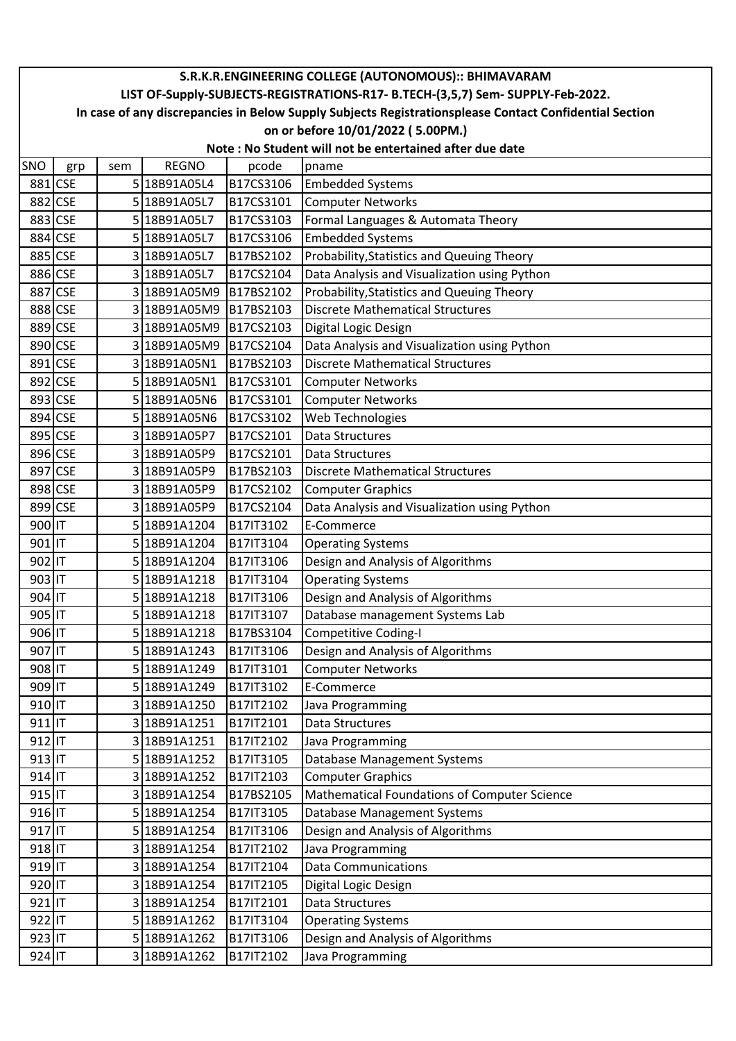# S.R.K.R.ENGINEERING COLLEGE (AUTONOMOUS):: BHIMAVARAM

## LIST OF-Supply-SUBJECTS-REGISTRATIONS-R17- B.TECH-(3,5,7) Sem- SUPPLY-Feb-2022.

**In case of any discrepancies in Below Supply Subjects Registrationsplease Contact Confidential Section on or before 10/01/2022 ( 5.00PM.)**

**Note : No Student will not be entertained after due date**

| SNO | grp | sem | REGNO | pcode | pname |
|---|---|---|---|---|---|
| 881 | CSE | 5 | 18B91A05L4 | B17CS3106 | Embedded Systems |
| 882 | CSE | 5 | 18B91A05L7 | B17CS3101 | Computer Networks |
| 883 | CSE | 5 | 18B91A05L7 | B17CS3103 | Formal Languages & Automata Theory |
| 884 | CSE | 5 | 18B91A05L7 | B17CS3106 | Embedded Systems |
| 885 | CSE | 3 | 18B91A05L7 | B17BS2102 | Probability,Statistics and Queuing Theory |
| 886 | CSE | 3 | 18B91A05L7 | B17CS2104 | Data Analysis and Visualization using Python |
| 887 | CSE | 3 | 18B91A05M9 | B17BS2102 | Probability,Statistics and Queuing Theory |
| 888 | CSE | 3 | 18B91A05M9 | B17BS2103 | Discrete Mathematical Structures |
| 889 | CSE | 3 | 18B91A05M9 | B17CS2103 | Digital Logic Design |
| 890 | CSE | 3 | 18B91A05M9 | B17CS2104 | Data Analysis and Visualization using Python |
| 891 | CSE | 3 | 18B91A05N1 | B17BS2103 | Discrete Mathematical Structures |
| 892 | CSE | 5 | 18B91A05N1 | B17CS3101 | Computer Networks |
| 893 | CSE | 5 | 18B91A05N6 | B17CS3101 | Computer Networks |
| 894 | CSE | 5 | 18B91A05N6 | B17CS3102 | Web Technologies |
| 895 | CSE | 3 | 18B91A05P7 | B17CS2101 | Data Structures |
| 896 | CSE | 3 | 18B91A05P9 | B17CS2101 | Data Structures |
| 897 | CSE | 3 | 18B91A05P9 | B17BS2103 | Discrete Mathematical Structures |
| 898 | CSE | 3 | 18B91A05P9 | B17CS2102 | Computer Graphics |
| 899 | CSE | 3 | 18B91A05P9 | B17CS2104 | Data Analysis and Visualization using Python |
| 900 | IT | 5 | 18B91A1204 | B17IT3102 | E-Commerce |
| 901 | IT | 5 | 18B91A1204 | B17IT3104 | Operating Systems |
| 902 | IT | 5 | 18B91A1204 | B17IT3106 | Design and Analysis of Algorithms |
| 903 | IT | 5 | 18B91A1218 | B17IT3104 | Operating Systems |
| 904 | IT | 5 | 18B91A1218 | B17IT3106 | Design and Analysis of Algorithms |
| 905 | IT | 5 | 18B91A1218 | B17IT3107 | Database management Systems Lab |
| 906 | IT | 5 | 18B91A1218 | B17BS3104 | Competitive Coding-I |
| 907 | IT | 5 | 18B91A1243 | B17IT3106 | Design and Analysis of Algorithms |
| 908 | IT | 5 | 18B91A1249 | B17IT3101 | Computer Networks |
| 909 | IT | 5 | 18B91A1249 | B17IT3102 | E-Commerce |
| 910 | IT | 3 | 18B91A1250 | B17IT2102 | Java Programming |
| 911 | IT | 3 | 18B91A1251 | B17IT2101 | Data Structures |
| 912 | IT | 3 | 18B91A1251 | B17IT2102 | Java Programming |
| 913 | IT | 5 | 18B91A1252 | B17IT3105 | Database Management Systems |
| 914 | IT | 3 | 18B91A1252 | B17IT2103 | Computer Graphics |
| 915 | IT | 3 | 18B91A1254 | B17BS2105 | Mathematical Foundations of Computer Science |
| 916 | IT | 5 | 18B91A1254 | B17IT3105 | Database Management Systems |
| 917 | IT | 5 | 18B91A1254 | B17IT3106 | Design and Analysis of Algorithms |
| 918 | IT | 3 | 18B91A1254 | B17IT2102 | Java Programming |
| 919 | IT | 3 | 18B91A1254 | B17IT2104 | Data Communications |
| 920 | IT | 3 | 18B91A1254 | B17IT2105 | Digital Logic Design |
| 921 | IT | 3 | 18B91A1254 | B17IT2101 | Data Structures |
| 922 | IT | 5 | 18B91A1262 | B17IT3104 | Operating Systems |
| 923 | IT | 5 | 18B91A1262 | B17IT3106 | Design and Analysis of Algorithms |
| 924 | IT | 3 | 18B91A1262 | B17IT2102 | Java Programming |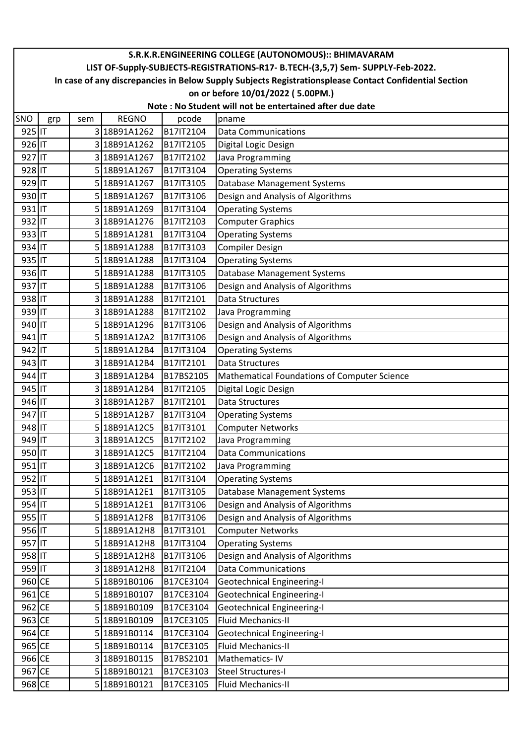| S.R.K.R.ENGINEERING COLLEGE (AUTONOMOUS):: BHIMAVARAM | | | | | |
|---|---|---|---|---|---|
| LIST OF-Supply-SUBJECTS-REGISTRATIONS-R17- B.TECH-(3,5,7) Sem- SUPPLY-Feb-2022. | | | | | |
| In case of any discrepancies in Below Supply Subjects Registrationsplease Contact Confidential Section | | | | | |
| on or before 10/01/2022 ( 5.00PM.) | | | | | |
| Note : No Student will not be entertained after due date | | | | | |
| SNO | grp | sem | REGNO | pcode | pname |
| 925 | IT | 3 | 18B91A1262 | B17IT2104 | Data Communications |
| 926 | IT | 3 | 18B91A1262 | B17IT2105 | Digital Logic Design |
| 927 | IT | 3 | 18B91A1267 | B17IT2102 | Java Programming |
| 928 | IT | 5 | 18B91A1267 | B17IT3104 | Operating Systems |
| 929 | IT | 5 | 18B91A1267 | B17IT3105 | Database Management Systems |
| 930 | IT | 5 | 18B91A1267 | B17IT3106 | Design and Analysis of Algorithms |
| 931 | IT | 5 | 18B91A1269 | B17IT3104 | Operating Systems |
| 932 | IT | 3 | 18B91A1276 | B17IT2103 | Computer Graphics |
| 933 | IT | 5 | 18B91A1281 | B17IT3104 | Operating Systems |
| 934 | IT | 5 | 18B91A1288 | B17IT3103 | Compiler Design |
| 935 | IT | 5 | 18B91A1288 | B17IT3104 | Operating Systems |
| 936 | IT | 5 | 18B91A1288 | B17IT3105 | Database Management Systems |
| 937 | IT | 5 | 18B91A1288 | B17IT3106 | Design and Analysis of Algorithms |
| 938 | IT | 3 | 18B91A1288 | B17IT2101 | Data Structures |
| 939 | IT | 3 | 18B91A1288 | B17IT2102 | Java Programming |
| 940 | IT | 5 | 18B91A1296 | B17IT3106 | Design and Analysis of Algorithms |
| 941 | IT | 5 | 18B91A12A2 | B17IT3106 | Design and Analysis of Algorithms |
| 942 | IT | 5 | 18B91A12B4 | B17IT3104 | Operating Systems |
| 943 | IT | 3 | 18B91A12B4 | B17IT2101 | Data Structures |
| 944 | IT | 3 | 18B91A12B4 | B17BS2105 | Mathematical Foundations of Computer Science |
| 945 | IT | 3 | 18B91A12B4 | B17IT2105 | Digital Logic Design |
| 946 | IT | 3 | 18B91A12B7 | B17IT2101 | Data Structures |
| 947 | IT | 5 | 18B91A12B7 | B17IT3104 | Operating Systems |
| 948 | IT | 5 | 18B91A12C5 | B17IT3101 | Computer Networks |
| 949 | IT | 3 | 18B91A12C5 | B17IT2102 | Java Programming |
| 950 | IT | 3 | 18B91A12C5 | B17IT2104 | Data Communications |
| 951 | IT | 3 | 18B91A12C6 | B17IT2102 | Java Programming |
| 952 | IT | 5 | 18B91A12E1 | B17IT3104 | Operating Systems |
| 953 | IT | 5 | 18B91A12E1 | B17IT3105 | Database Management Systems |
| 954 | IT | 5 | 18B91A12E1 | B17IT3106 | Design and Analysis of Algorithms |
| 955 | IT | 5 | 18B91A12F8 | B17IT3106 | Design and Analysis of Algorithms |
| 956 | IT | 5 | 18B91A12H8 | B17IT3101 | Computer Networks |
| 957 | IT | 5 | 18B91A12H8 | B17IT3104 | Operating Systems |
| 958 | IT | 5 | 18B91A12H8 | B17IT3106 | Design and Analysis of Algorithms |
| 959 | IT | 3 | 18B91A12H8 | B17IT2104 | Data Communications |
| 960 | CE | 5 | 18B91B0106 | B17CE3104 | Geotechnical Engineering-I |
| 961 | CE | 5 | 18B91B0107 | B17CE3104 | Geotechnical Engineering-I |
| 962 | CE | 5 | 18B91B0109 | B17CE3104 | Geotechnical Engineering-I |
| 963 | CE | 5 | 18B91B0109 | B17CE3105 | Fluid Mechanics-II |
| 964 | CE | 5 | 18B91B0114 | B17CE3104 | Geotechnical Engineering-I |
| 965 | CE | 5 | 18B91B0114 | B17CE3105 | Fluid Mechanics-II |
| 966 | CE | 3 | 18B91B0115 | B17BS2101 | Mathematics- IV |
| 967 | CE | 5 | 18B91B0121 | B17CE3103 | Steel Structures-I |
| 968 | CE | 5 | 18B91B0121 | B17CE3105 | Fluid Mechanics-II |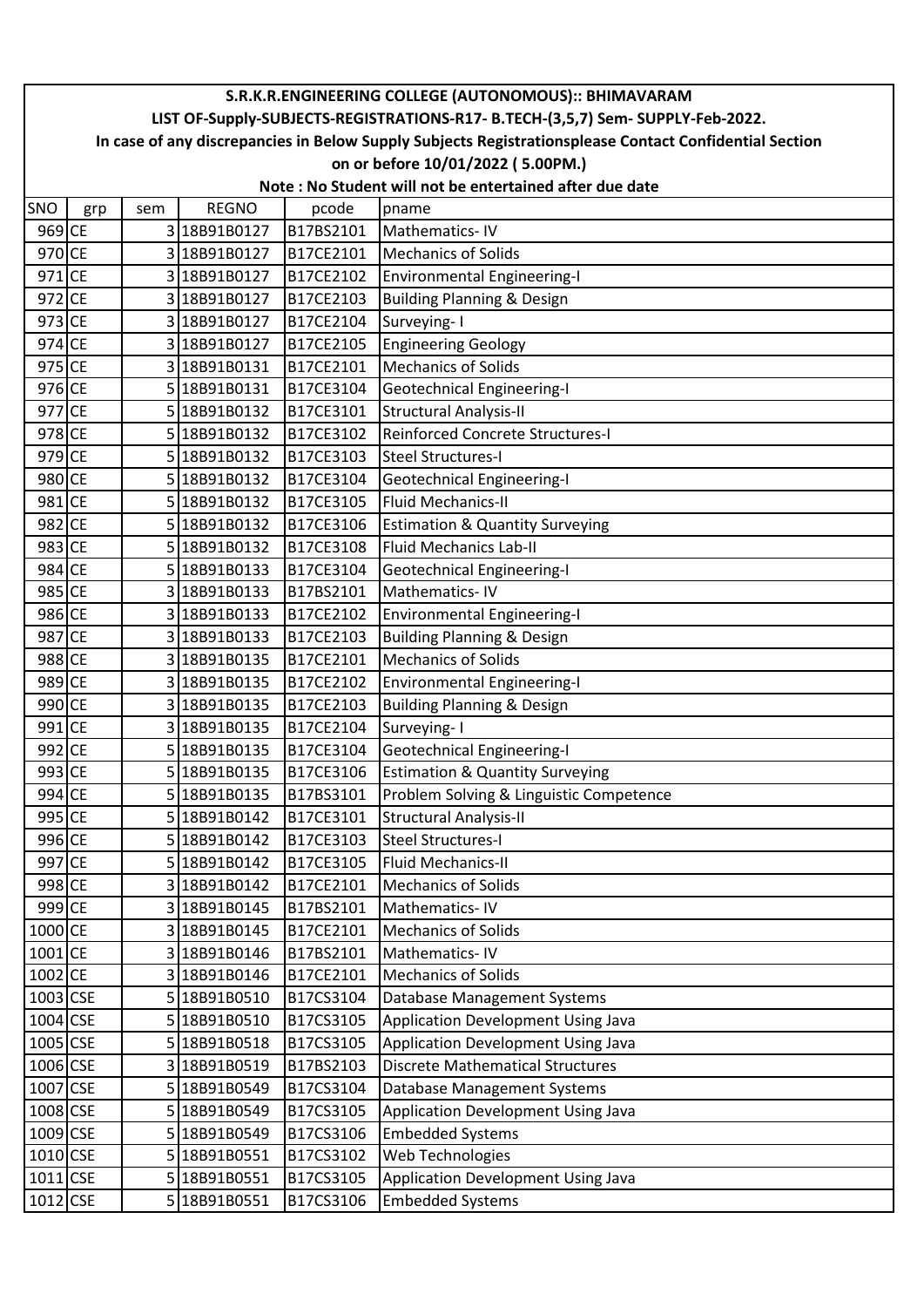| S.R.K.R.ENGINEERING COLLEGE (AUTONOMOUS):: BHIMAVARAM | | | | | |
|---|---|---|---|---|---|
| LIST OF-Supply-SUBJECTS-REGISTRATIONS-R17- B.TECH-(3,5,7) Sem- SUPPLY-Feb-2022. | | | | | |
| In case of any discrepancies in Below Supply Subjects Registrationsplease Contact Confidential Section | | | | | |
| on or before 10/01/2022 ( 5.00PM.) | | | | | |
| Note : No Student will not be entertained after due date | | | | | |
| SNO | grp | sem | REGNO | pcode | pname |
| 969 | CE | 3 | 18B91B0127 | B17BS2101 | Mathematics- IV |
| 970 | CE | 3 | 18B91B0127 | B17CE2101 | Mechanics of Solids |
| 971 | CE | 3 | 18B91B0127 | B17CE2102 | Environmental Engineering-I |
| 972 | CE | 3 | 18B91B0127 | B17CE2103 | Building Planning & Design |
| 973 | CE | 3 | 18B91B0127 | B17CE2104 | Surveying- I |
| 974 | CE | 3 | 18B91B0127 | B17CE2105 | Engineering Geology |
| 975 | CE | 3 | 18B91B0131 | B17CE2101 | Mechanics of Solids |
| 976 | CE | 5 | 18B91B0131 | B17CE3104 | Geotechnical Engineering-I |
| 977 | CE | 5 | 18B91B0132 | B17CE3101 | Structural Analysis-II |
| 978 | CE | 5 | 18B91B0132 | B17CE3102 | Reinforced Concrete Structures-I |
| 979 | CE | 5 | 18B91B0132 | B17CE3103 | Steel Structures-I |
| 980 | CE | 5 | 18B91B0132 | B17CE3104 | Geotechnical Engineering-I |
| 981 | CE | 5 | 18B91B0132 | B17CE3105 | Fluid Mechanics-II |
| 982 | CE | 5 | 18B91B0132 | B17CE3106 | Estimation & Quantity Surveying |
| 983 | CE | 5 | 18B91B0132 | B17CE3108 | Fluid Mechanics Lab-II |
| 984 | CE | 5 | 18B91B0133 | B17CE3104 | Geotechnical Engineering-I |
| 985 | CE | 3 | 18B91B0133 | B17BS2101 | Mathematics- IV |
| 986 | CE | 3 | 18B91B0133 | B17CE2102 | Environmental Engineering-I |
| 987 | CE | 3 | 18B91B0133 | B17CE2103 | Building Planning & Design |
| 988 | CE | 3 | 18B91B0135 | B17CE2101 | Mechanics of Solids |
| 989 | CE | 3 | 18B91B0135 | B17CE2102 | Environmental Engineering-I |
| 990 | CE | 3 | 18B91B0135 | B17CE2103 | Building Planning & Design |
| 991 | CE | 3 | 18B91B0135 | B17CE2104 | Surveying- I |
| 992 | CE | 5 | 18B91B0135 | B17CE3104 | Geotechnical Engineering-I |
| 993 | CE | 5 | 18B91B0135 | B17CE3106 | Estimation & Quantity Surveying |
| 994 | CE | 5 | 18B91B0135 | B17BS3101 | Problem Solving & Linguistic Competence |
| 995 | CE | 5 | 18B91B0142 | B17CE3101 | Structural Analysis-II |
| 996 | CE | 5 | 18B91B0142 | B17CE3103 | Steel Structures-I |
| 997 | CE | 5 | 18B91B0142 | B17CE3105 | Fluid Mechanics-II |
| 998 | CE | 3 | 18B91B0142 | B17CE2101 | Mechanics of Solids |
| 999 | CE | 3 | 18B91B0145 | B17BS2101 | Mathematics- IV |
| 1000 | CE | 3 | 18B91B0145 | B17CE2101 | Mechanics of Solids |
| 1001 | CE | 3 | 18B91B0146 | B17BS2101 | Mathematics- IV |
| 1002 | CE | 3 | 18B91B0146 | B17CE2101 | Mechanics of Solids |
| 1003 | CSE | 5 | 18B91B0510 | B17CS3104 | Database Management Systems |
| 1004 | CSE | 5 | 18B91B0510 | B17CS3105 | Application Development Using Java |
| 1005 | CSE | 5 | 18B91B0518 | B17CS3105 | Application Development Using Java |
| 1006 | CSE | 3 | 18B91B0519 | B17BS2103 | Discrete Mathematical Structures |
| 1007 | CSE | 5 | 18B91B0549 | B17CS3104 | Database Management Systems |
| 1008 | CSE | 5 | 18B91B0549 | B17CS3105 | Application Development Using Java |
| 1009 | CSE | 5 | 18B91B0549 | B17CS3106 | Embedded Systems |
| 1010 | CSE | 5 | 18B91B0551 | B17CS3102 | Web Technologies |
| 1011 | CSE | 5 | 18B91B0551 | B17CS3105 | Application Development Using Java |
| 1012 | CSE | 5 | 18B91B0551 | B17CS3106 | Embedded Systems |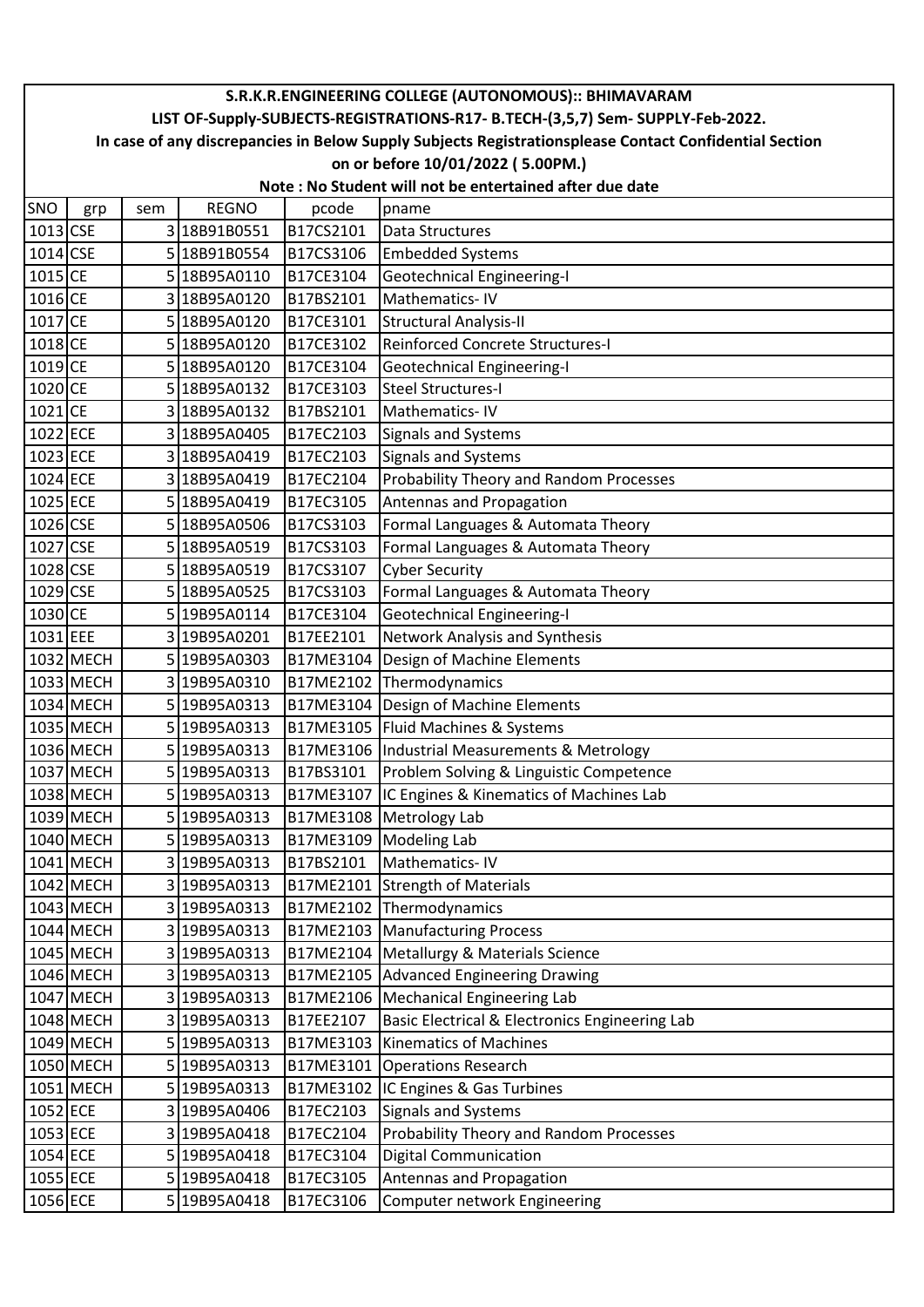# S.R.K.R.ENGINEERING COLLEGE (AUTONOMOUS):: BHIMAVARAM

## LIST OF-Supply-SUBJECTS-REGISTRATIONS-R17- B.TECH-(3,5,7) Sem- SUPPLY-Feb-2022.

**In case of any discrepancies in Below Supply Subjects Registrationsplease Contact Confidential Section on or before 10/01/2022 ( 5.00PM.)**

**Note : No Student will not be entertained after due date**

| SNO | grp | sem | REGNO | pcode | pname |
|---|---|---|---|---|---|
| 1013 | CSE | 3 | 18B91B0551 | B17CS2101 | Data Structures |
| 1014 | CSE | 5 | 18B91B0554 | B17CS3106 | Embedded Systems |
| 1015 | CE | 5 | 18B95A0110 | B17CE3104 | Geotechnical Engineering-I |
| 1016 | CE | 3 | 18B95A0120 | B17BS2101 | Mathematics- IV |
| 1017 | CE | 5 | 18B95A0120 | B17CE3101 | Structural Analysis-II |
| 1018 | CE | 5 | 18B95A0120 | B17CE3102 | Reinforced Concrete Structures-I |
| 1019 | CE | 5 | 18B95A0120 | B17CE3104 | Geotechnical Engineering-I |
| 1020 | CE | 5 | 18B95A0132 | B17CE3103 | Steel Structures-I |
| 1021 | CE | 3 | 18B95A0132 | B17BS2101 | Mathematics- IV |
| 1022 | ECE | 3 | 18B95A0405 | B17EC2103 | Signals and Systems |
| 1023 | ECE | 3 | 18B95A0419 | B17EC2103 | Signals and Systems |
| 1024 | ECE | 3 | 18B95A0419 | B17EC2104 | Probability Theory and Random Processes |
| 1025 | ECE | 5 | 18B95A0419 | B17EC3105 | Antennas and Propagation |
| 1026 | CSE | 5 | 18B95A0506 | B17CS3103 | Formal Languages & Automata Theory |
| 1027 | CSE | 5 | 18B95A0519 | B17CS3103 | Formal Languages & Automata Theory |
| 1028 | CSE | 5 | 18B95A0519 | B17CS3107 | Cyber Security |
| 1029 | CSE | 5 | 18B95A0525 | B17CS3103 | Formal Languages & Automata Theory |
| 1030 | CE | 5 | 19B95A0114 | B17CE3104 | Geotechnical Engineering-I |
| 1031 | EEE | 3 | 19B95A0201 | B17EE2101 | Network Analysis and Synthesis |
| 1032 | MECH | 5 | 19B95A0303 | B17ME3104 | Design of Machine Elements |
| 1033 | MECH | 3 | 19B95A0310 | B17ME2102 | Thermodynamics |
| 1034 | MECH | 5 | 19B95A0313 | B17ME3104 | Design of Machine Elements |
| 1035 | MECH | 5 | 19B95A0313 | B17ME3105 | Fluid Machines & Systems |
| 1036 | MECH | 5 | 19B95A0313 | B17ME3106 | Industrial Measurements & Metrology |
| 1037 | MECH | 5 | 19B95A0313 | B17BS3101 | Problem Solving & Linguistic Competence |
| 1038 | MECH | 5 | 19B95A0313 | B17ME3107 | IC Engines & Kinematics of Machines Lab |
| 1039 | MECH | 5 | 19B95A0313 | B17ME3108 | Metrology Lab |
| 1040 | MECH | 5 | 19B95A0313 | B17ME3109 | Modeling Lab |
| 1041 | MECH | 3 | 19B95A0313 | B17BS2101 | Mathematics- IV |
| 1042 | MECH | 3 | 19B95A0313 | B17ME2101 | Strength of Materials |
| 1043 | MECH | 3 | 19B95A0313 | B17ME2102 | Thermodynamics |
| 1044 | MECH | 3 | 19B95A0313 | B17ME2103 | Manufacturing Process |
| 1045 | MECH | 3 | 19B95A0313 | B17ME2104 | Metallurgy & Materials Science |
| 1046 | MECH | 3 | 19B95A0313 | B17ME2105 | Advanced Engineering Drawing |
| 1047 | MECH | 3 | 19B95A0313 | B17ME2106 | Mechanical Engineering Lab |
| 1048 | MECH | 3 | 19B95A0313 | B17EE2107 | Basic Electrical & Electronics Engineering Lab |
| 1049 | MECH | 5 | 19B95A0313 | B17ME3103 | Kinematics of Machines |
| 1050 | MECH | 5 | 19B95A0313 | B17ME3101 | Operations Research |
| 1051 | MECH | 5 | 19B95A0313 | B17ME3102 | IC Engines & Gas Turbines |
| 1052 | ECE | 3 | 19B95A0406 | B17EC2103 | Signals and Systems |
| 1053 | ECE | 3 | 19B95A0418 | B17EC2104 | Probability Theory and Random Processes |
| 1054 | ECE | 5 | 19B95A0418 | B17EC3104 | Digital Communication |
| 1055 | ECE | 5 | 19B95A0418 | B17EC3105 | Antennas and Propagation |
| 1056 | ECE | 5 | 19B95A0418 | B17EC3106 | Computer network Engineering |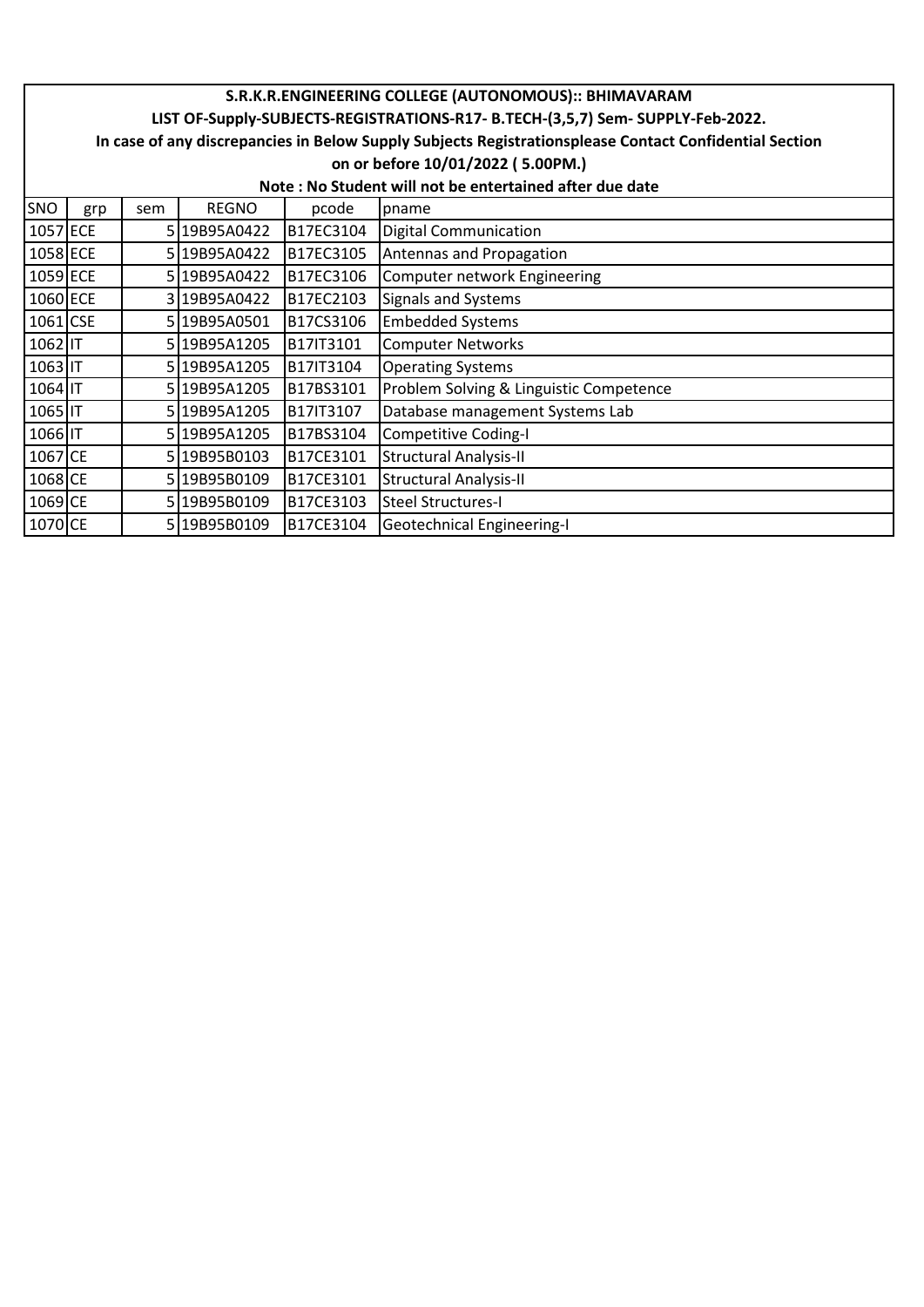**S.R.K.R.ENGINEERING COLLEGE (AUTONOMOUS):: BHIMAVARAM**

**LIST OF-Supply-SUBJECTS-REGISTRATIONS-R17- B.TECH-(3,5,7) Sem- SUPPLY-Feb-2022.**

**In case of any discrepancies in Below Supply Subjects Registrationsplease Contact Confidential Section**

**on or before 10/01/2022 ( 5.00PM.)**

**Note : No Student will not be entertained after due date**

| SNO | grp | sem | REGNO | pcode | pname |
|---|---|---|---|---|---|
| 1057 | ECE | 5 | 19B95A0422 | B17EC3104 | Digital Communication |
| 1058 | ECE | 5 | 19B95A0422 | B17EC3105 | Antennas and Propagation |
| 1059 | ECE | 5 | 19B95A0422 | B17EC3106 | Computer network Engineering |
| 1060 | ECE | 3 | 19B95A0422 | B17EC2103 | Signals and Systems |
| 1061 | CSE | 5 | 19B95A0501 | B17CS3106 | Embedded Systems |
| 1062 | IT | 5 | 19B95A1205 | B17IT3101 | Computer Networks |
| 1063 | IT | 5 | 19B95A1205 | B17IT3104 | Operating Systems |
| 1064 | IT | 5 | 19B95A1205 | B17BS3101 | Problem Solving & Linguistic Competence |
| 1065 | IT | 5 | 19B95A1205 | B17IT3107 | Database management Systems Lab |
| 1066 | IT | 5 | 19B95A1205 | B17BS3104 | Competitive Coding-I |
| 1067 | CE | 5 | 19B95B0103 | B17CE3101 | Structural Analysis-II |
| 1068 | CE | 5 | 19B95B0109 | B17CE3101 | Structural Analysis-II |
| 1069 | CE | 5 | 19B95B0109 | B17CE3103 | Steel Structures-I |
| 1070 | CE | 5 | 19B95B0109 | B17CE3104 | Geotechnical Engineering-I |